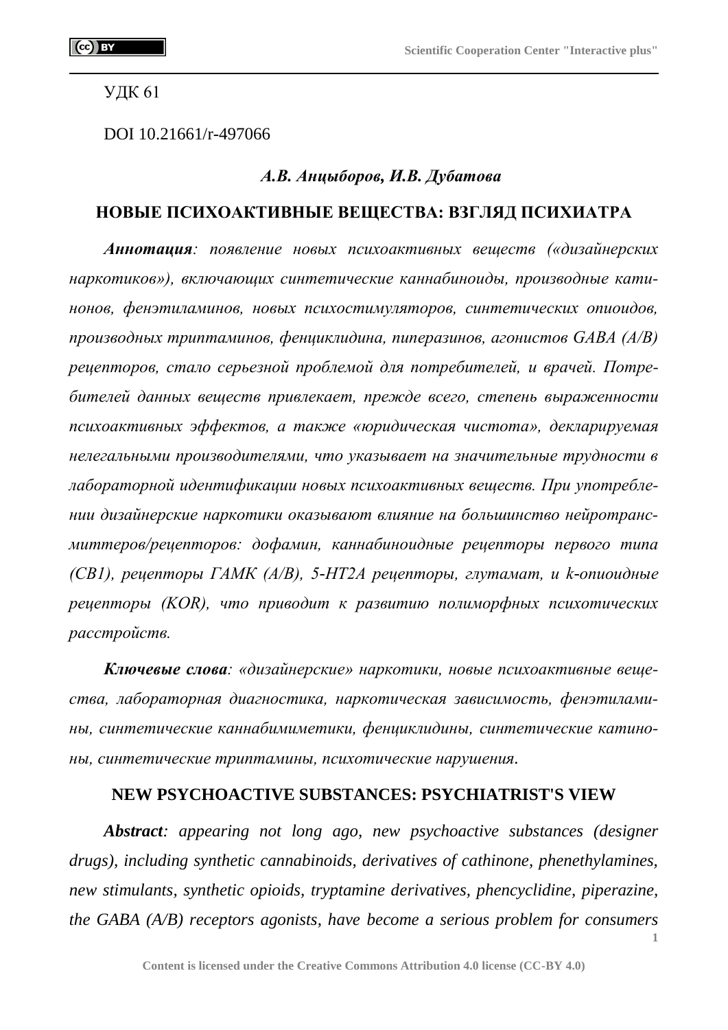УДК 61

DOI 10.21661/r-497066

***А.В. Анцыборов, И.В. Дубатова***

## НОВЫЕ ПСИХОАКТИВНЫЕ ВЕЩЕСТВА: ВЗГЛЯД ПСИХИАТРА

***Аннотация**: появление новых психоактивных веществ («дизайнерских наркотиков»), включающих синтетические каннабиноиды, производные катинонов, фенэтиламинов, новых психостимуляторов, синтетических опиоидов, производных триптаминов, фенциклидина, пиперазинов, агонистов GABA (A/B) рецепторов, стало серьезной проблемой для потребителей, и врачей. Потребителей данных веществ привлекает, прежде всего, степень выраженности психоактивных эффектов, а также «юридическая чистота», декларируемая нелегальными производителями, что указывает на значительные трудности в лабораторной идентификации новых психоактивных веществ. При употреблении дизайнерские наркотики оказывают влияние на большинство нейротрансмиттеров/рецепторов: дофамин, каннабиноидные рецепторы первого типа (CB1), рецепторы ГАМК (A/B), 5-HT2A рецепторы, глутамат, и k-опиоидные рецепторы (KOR), что приводит к развитию полиморфных психотических расстройств.*

***Ключевые слова**: «дизайнерские» наркотики, новые психоактивные вещества, лабораторная диагностика, наркотическая зависимость, фенэтиламины, синтетические каннабимиметики, фенциклидины, синтетические катиноны, синтетические триптамины, психотические нарушения.*

## NEW PSYCHOACTIVE SUBSTANCES: PSYCHIATRIST'S VIEW

***Abstract**: appearing not long ago, new psychoactive substances (designer drugs), including synthetic cannabinoids, derivatives of cathinone, phenethylamines, new stimulants, synthetic opioids, tryptamine derivatives, phencyclidine, piperazine, the GABA (A/B) receptors agonists, have become a serious problem for consumers*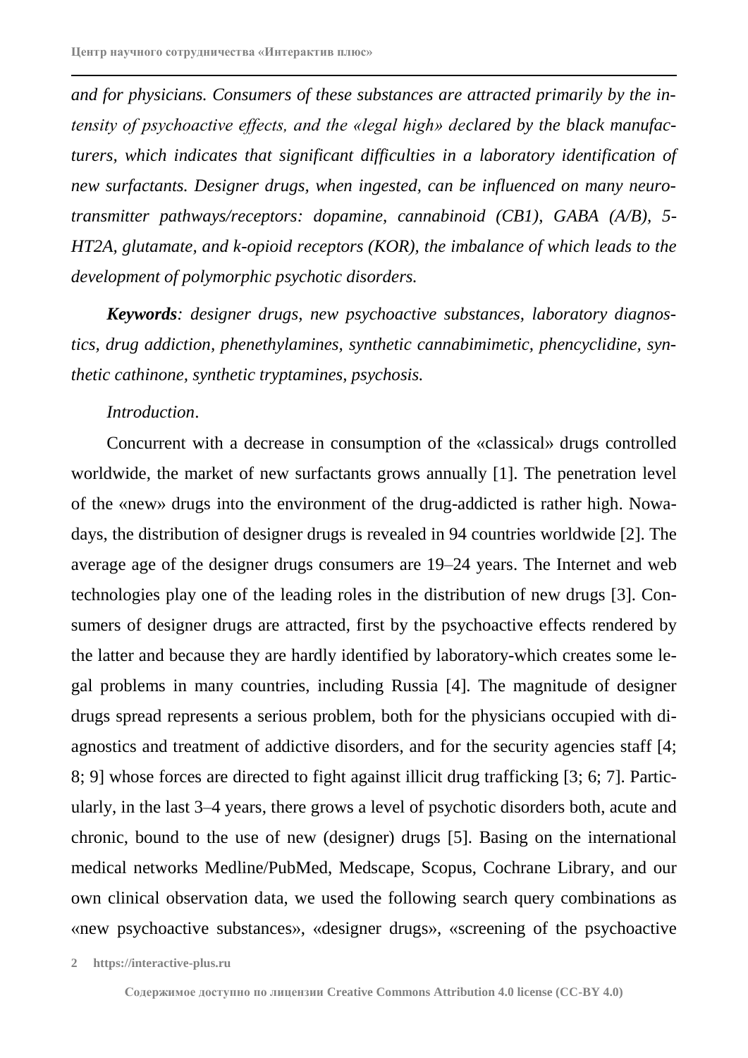*and for physicians. Consumers of these substances are attracted primarily by the intensity of psychoactive effects, and the «legal high» declared by the black manufacturers, which indicates that significant difficulties in a laboratory identification of new surfactants. Designer drugs, when ingested, can be influenced on many neurotransmitter pathways/receptors: dopamine, cannabinoid (CB1), GABA (A/B), 5-HT2A, glutamate, and k-opioid receptors (KOR), the imbalance of which leads to the development of polymorphic psychotic disorders.*

***Keywords**: designer drugs, new psychoactive substances, laboratory diagnostics, drug addiction, phenethylamines, synthetic cannabimimetic, phencyclidine, synthetic cathinone, synthetic tryptamines, psychosis.*

*Introduction*.

Concurrent with a decrease in consumption of the «classical» drugs controlled worldwide, the market of new surfactants grows annually [1]. The penetration level of the «new» drugs into the environment of the drug-addicted is rather high. Nowadays, the distribution of designer drugs is revealed in 94 countries worldwide [2]. The average age of the designer drugs consumers are 19–24 years. The Internet and web technologies play one of the leading roles in the distribution of new drugs [3]. Consumers of designer drugs are attracted, first by the psychoactive effects rendered by the latter and because they are hardly identified by laboratory-which creates some legal problems in many countries, including Russia [4]. The magnitude of designer drugs spread represents a serious problem, both for the physicians occupied with diagnostics and treatment of addictive disorders, and for the security agencies staff [4; 8; 9] whose forces are directed to fight against illicit drug trafficking [3; 6; 7]. Particularly, in the last 3–4 years, there grows a level of psychotic disorders both, acute and chronic, bound to the use of new (designer) drugs [5]. Basing on the international medical networks Medline/PubMed, Medscape, Scopus, Cochrane Library, and our own clinical observation data, we used the following search query combinations as «new psychoactive substances», «designer drugs», «screening of the psychoactive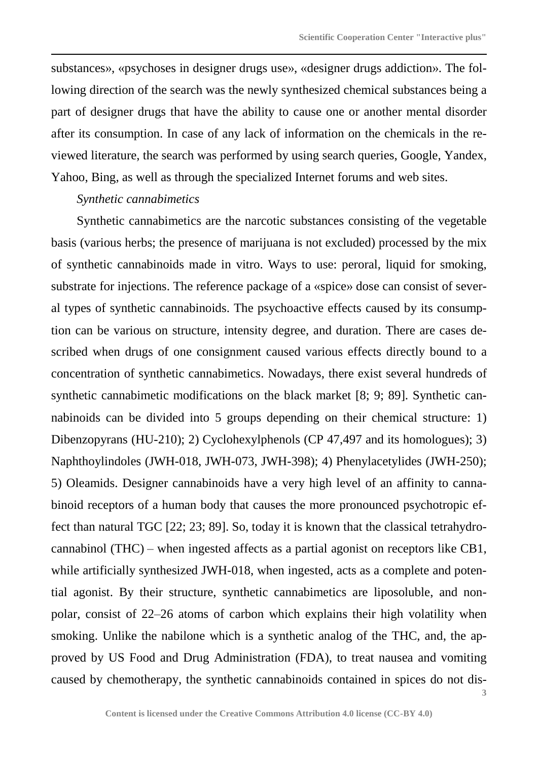substances», «psychoses in designer drugs use», «designer drugs addiction». The following direction of the search was the newly synthesized chemical substances being a part of designer drugs that have the ability to cause one or another mental disorder after its consumption. In case of any lack of information on the chemicals in the reviewed literature, the search was performed by using search queries, Google, Yandex, Yahoo, Bing, as well as through the specialized Internet forums and web sites.

*Synthetic cannabimetics*

Synthetic cannabimetics are the narcotic substances consisting of the vegetable basis (various herbs; the presence of marijuana is not excluded) processed by the mix of synthetic cannabinoids made in vitro. Ways to use: peroral, liquid for smoking, substrate for injections. The reference package of a «spice» dose can consist of several types of synthetic cannabinoids. The psychoactive effects caused by its consumption can be various on structure, intensity degree, and duration. There are cases described when drugs of one consignment caused various effects directly bound to a concentration of synthetic cannabimetics. Nowadays, there exist several hundreds of synthetic cannabimetic modifications on the black market [8; 9; 89]. Synthetic cannabinoids can be divided into 5 groups depending on their chemical structure: 1) Dibenzopyrans (HU-210); 2) Cyclohexylphenols (CP 47,497 and its homologues); 3) Naphthoylindoles (JWH-018, JWH-073, JWH-398); 4) Phenylacetylides (JWH-250); 5) Oleamids. Designer cannabinoids have a very high level of an affinity to cannabinoid receptors of a human body that causes the more pronounced psychotropic effect than natural TGC [22; 23; 89]. So, today it is known that the classical tetrahydrocannabinol (THC) – when ingested affects as a partial agonist on receptors like CB1, while artificially synthesized JWH-018, when ingested, acts as a complete and potential agonist. By their structure, synthetic cannabimetics are liposoluble, and non-polar, consist of 22–26 atoms of carbon which explains their high volatility when smoking. Unlike the nabilone which is a synthetic analog of the THC, and, the approved by US Food and Drug Administration (FDA), to treat nausea and vomiting caused by chemotherapy, the synthetic cannabinoids contained in spices do not dis-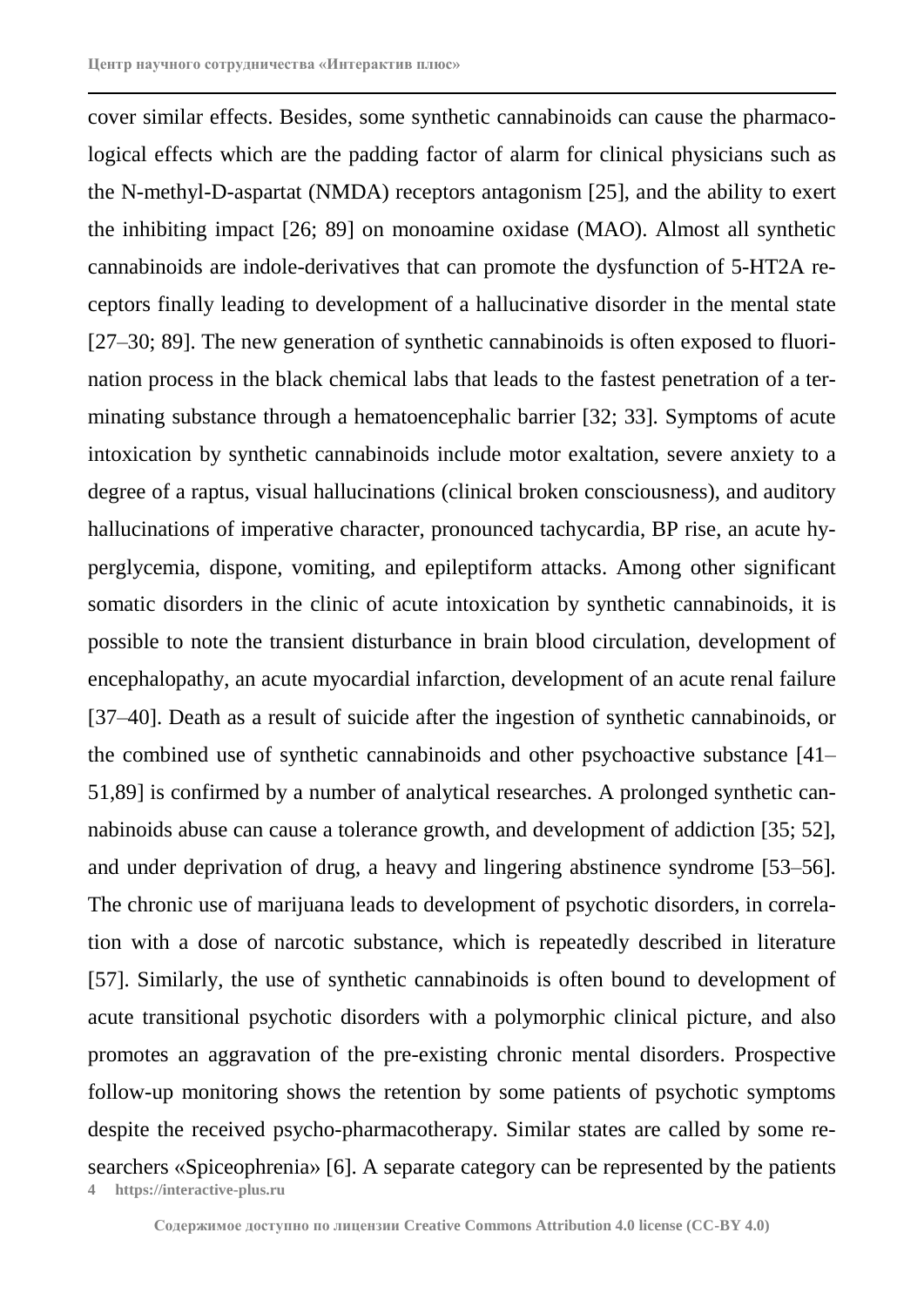cover similar effects. Besides, some synthetic cannabinoids can cause the pharmacological effects which are the padding factor of alarm for clinical physicians such as the N-methyl-D-aspartat (NMDA) receptors antagonism [25], and the ability to exert the inhibiting impact [26; 89] on monoamine oxidase (MAO). Almost all synthetic cannabinoids are indole-derivatives that can promote the dysfunction of 5-HT2A receptors finally leading to development of a hallucinative disorder in the mental state [27–30; 89]. The new generation of synthetic cannabinoids is often exposed to fluorination process in the black chemical labs that leads to the fastest penetration of a terminating substance through a hematoencephalic barrier [32; 33]. Symptoms of acute intoxication by synthetic cannabinoids include motor exaltation, severe anxiety to a degree of a raptus, visual hallucinations (clinical broken consciousness), and auditory hallucinations of imperative character, pronounced tachycardia, BP rise, an acute hyperglycemia, dispone, vomiting, and epileptiform attacks. Among other significant somatic disorders in the clinic of acute intoxication by synthetic cannabinoids, it is possible to note the transient disturbance in brain blood circulation, development of encephalopathy, an acute myocardial infarction, development of an acute renal failure [37–40]. Death as a result of suicide after the ingestion of synthetic cannabinoids, or the combined use of synthetic cannabinoids and other psychoactive substance [41–51,89] is confirmed by a number of analytical researches. A prolonged synthetic cannabinoids abuse can cause a tolerance growth, and development of addiction [35; 52], and under deprivation of drug, a heavy and lingering abstinence syndrome [53–56]. The chronic use of marijuana leads to development of psychotic disorders, in correlation with a dose of narcotic substance, which is repeatedly described in literature [57]. Similarly, the use of synthetic cannabinoids is often bound to development of acute transitional psychotic disorders with a polymorphic clinical picture, and also promotes an aggravation of the pre-existing chronic mental disorders. Prospective follow-up monitoring shows the retention by some patients of psychotic symptoms despite the received psycho-pharmacotherapy. Similar states are called by some researchers «Spiceophrenia» [6]. A separate category can be represented by the patients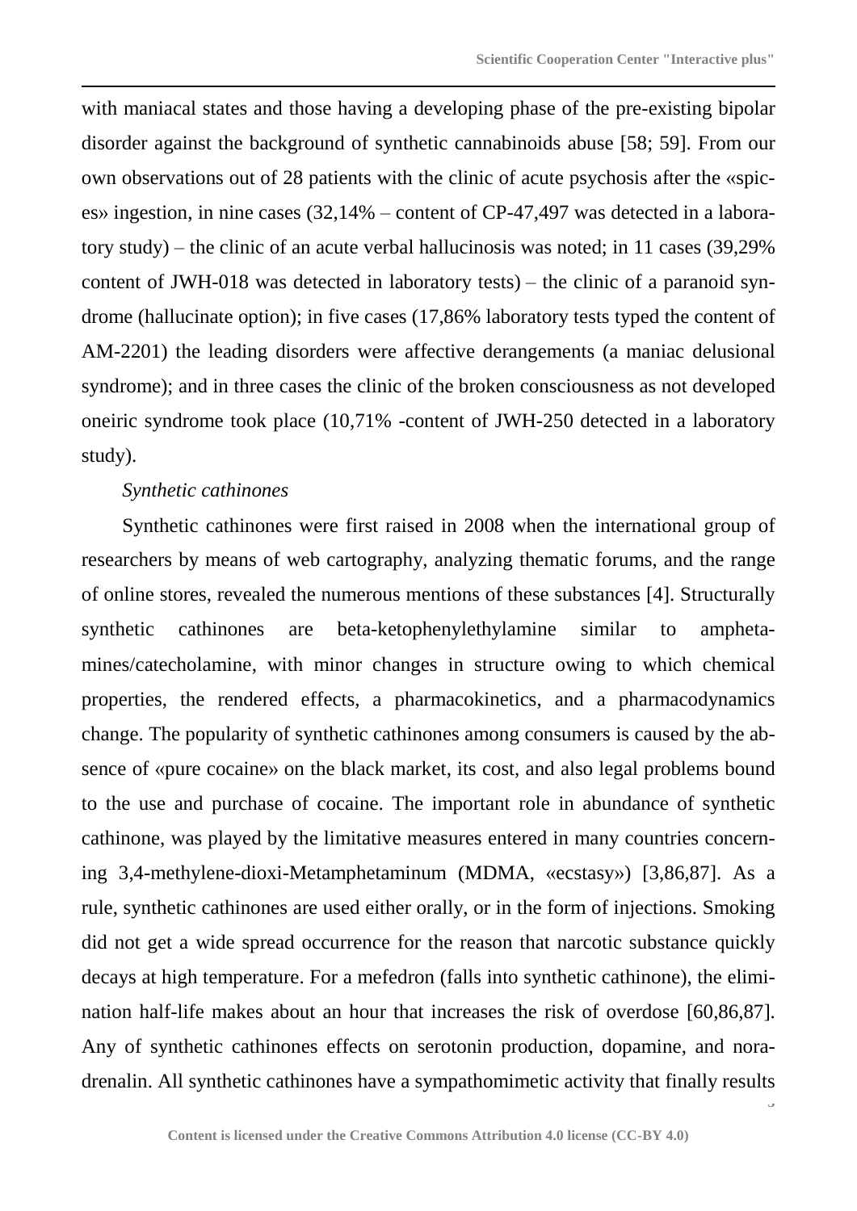with maniacal states and those having a developing phase of the pre-existing bipolar disorder against the background of synthetic cannabinoids abuse [58; 59]. From our own observations out of 28 patients with the clinic of acute psychosis after the «spices» ingestion, in nine cases (32,14% – content of CP-47,497 was detected in a laboratory study) – the clinic of an acute verbal hallucinosis was noted; in 11 cases (39,29% content of JWH-018 was detected in laboratory tests) – the clinic of a paranoid syndrome (hallucinate option); in five cases (17,86% laboratory tests typed the content of AM-2201) the leading disorders were affective derangements (a maniac delusional syndrome); and in three cases the clinic of the broken consciousness as not developed oneiric syndrome took place (10,71% -content of JWH-250 detected in a laboratory study).

*Synthetic cathinones*

Synthetic cathinones were first raised in 2008 when the international group of researchers by means of web cartography, analyzing thematic forums, and the range of online stores, revealed the numerous mentions of these substances [4]. Structurally synthetic cathinones are beta-ketophenylethylamine similar to amphetamines/catecholamine, with minor changes in structure owing to which chemical properties, the rendered effects, a pharmacokinetics, and a pharmacodynamics change. The popularity of synthetic cathinones among consumers is caused by the absence of «pure cocaine» on the black market, its cost, and also legal problems bound to the use and purchase of cocaine. The important role in abundance of synthetic cathinone, was played by the limitative measures entered in many countries concerning 3,4-methylene-dioxi-Metamphetaminum (MDMA, «ecstasy») [3,86,87]. As a rule, synthetic cathinones are used either orally, or in the form of injections. Smoking did not get a wide spread occurrence for the reason that narcotic substance quickly decays at high temperature. For a mefedron (falls into synthetic cathinone), the elimination half-life makes about an hour that increases the risk of overdose [60,86,87]. Any of synthetic cathinones effects on serotonin production, dopamine, and noradrenalin. All synthetic cathinones have a sympathomimetic activity that finally results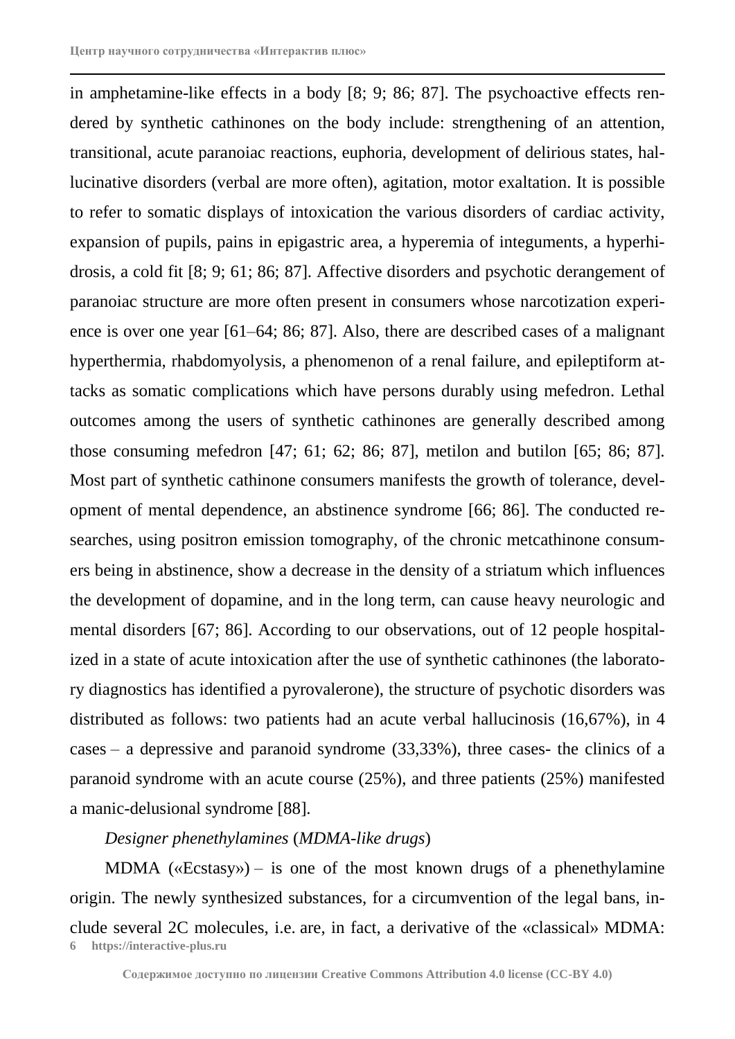in amphetamine-like effects in a body [8; 9; 86; 87]. The psychoactive effects rendered by synthetic cathinones on the body include: strengthening of an attention, transitional, acute paranoiac reactions, euphoria, development of delirious states, hallucinative disorders (verbal are more often), agitation, motor exaltation. It is possible to refer to somatic displays of intoxication the various disorders of cardiac activity, expansion of pupils, pains in epigastric area, a hyperemia of integuments, a hyperhidrosis, a cold fit [8; 9; 61; 86; 87]. Affective disorders and psychotic derangement of paranoiac structure are more often present in consumers whose narcotization experience is over one year [61–64; 86; 87]. Also, there are described cases of a malignant hyperthermia, rhabdomyolysis, a phenomenon of a renal failure, and epileptiform attacks as somatic complications which have persons durably using mefedron. Lethal outcomes among the users of synthetic cathinones are generally described among those consuming mefedron [47; 61; 62; 86; 87], metilon and butilon [65; 86; 87]. Most part of synthetic cathinone consumers manifests the growth of tolerance, development of mental dependence, an abstinence syndrome [66; 86]. The conducted researches, using positron emission tomography, of the chronic metcathinone consumers being in abstinence, show a decrease in the density of a striatum which influences the development of dopamine, and in the long term, can cause heavy neurologic and mental disorders [67; 86]. According to our observations, out of 12 people hospitalized in a state of acute intoxication after the use of synthetic cathinones (the laboratory diagnostics has identified a pyrovalerone), the structure of psychotic disorders was distributed as follows: two patients had an acute verbal hallucinosis (16,67%), in 4 cases – a depressive and paranoid syndrome (33,33%), three cases- the clinics of a paranoid syndrome with an acute course (25%), and three patients (25%) manifested a manic-delusional syndrome [88].

*Designer phenethylamines* (*MDMA-like drugs*)

MDMA («Ecstasy») – is one of the most known drugs of a phenethylamine origin. The newly synthesized substances, for a circumvention of the legal bans, include several 2C molecules, i.e. are, in fact, a derivative of the «classical» MDMA: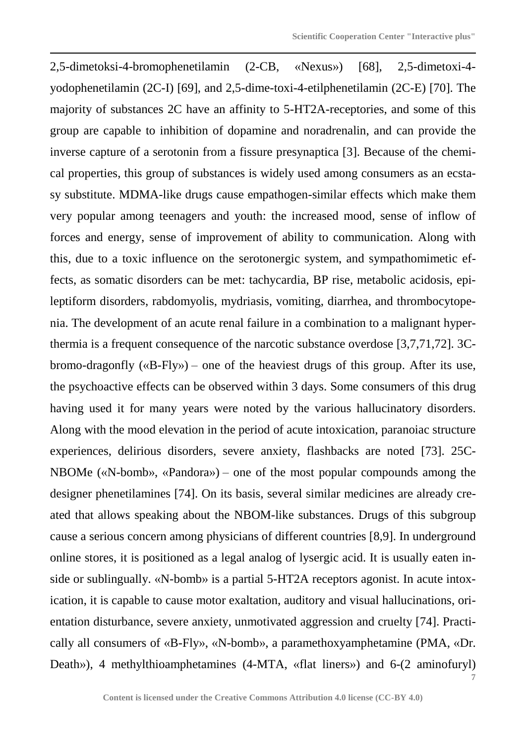2,5-dimetoksi-4-bromophenetilamin (2-CB, «Nexus») [68], 2,5-dimetoxi-4-yodophenetilamin (2C-I) [69], and 2,5-dime-toxi-4-etilphenetilamin (2C-E) [70]. The majority of substances 2C have an affinity to 5-HT2A-receptories, and some of this group are capable to inhibition of dopamine and noradrenalin, and can provide the inverse capture of a serotonin from a fissure presynaptica [3]. Because of the chemical properties, this group of substances is widely used among consumers as an ecstasy substitute. MDMA-like drugs cause empathogen-similar effects which make them very popular among teenagers and youth: the increased mood, sense of inflow of forces and energy, sense of improvement of ability to communication. Along with this, due to a toxic influence on the serotonergic system, and sympathomimetic effects, as somatic disorders can be met: tachycardia, BP rise, metabolic acidosis, epileptiform disorders, rabdomyolis, mydriasis, vomiting, diarrhea, and thrombocytopenia. The development of an acute renal failure in a combination to a malignant hyperthermia is a frequent consequence of the narcotic substance overdose [3,7,71,72]. 3C-bromo-dragonfly («B-Fly») – one of the heaviest drugs of this group. After its use, the psychoactive effects can be observed within 3 days. Some consumers of this drug having used it for many years were noted by the various hallucinatory disorders. Along with the mood elevation in the period of acute intoxication, paranoiac structure experiences, delirious disorders, severe anxiety, flashbacks are noted [73]. 25C-NBOMe («N-bomb», «Pandora») – one of the most popular compounds among the designer phenetilamines [74]. On its basis, several similar medicines are already created that allows speaking about the NBOM-like substances. Drugs of this subgroup cause a serious concern among physicians of different countries [8,9]. In underground online stores, it is positioned as a legal analog of lysergic acid. It is usually eaten inside or sublingually. «N-bomb» is a partial 5-HT2A receptors agonist. In acute intoxication, it is capable to cause motor exaltation, auditory and visual hallucinations, orientation disturbance, severe anxiety, unmotivated aggression and cruelty [74]. Practically all consumers of «B-Fly», «N-bomb», a paramethoxyamphetamine (PMA, «Dr. Death»), 4 methylthioamphetamines (4-MTA, «flat liners») and 6-(2 aminofuryl)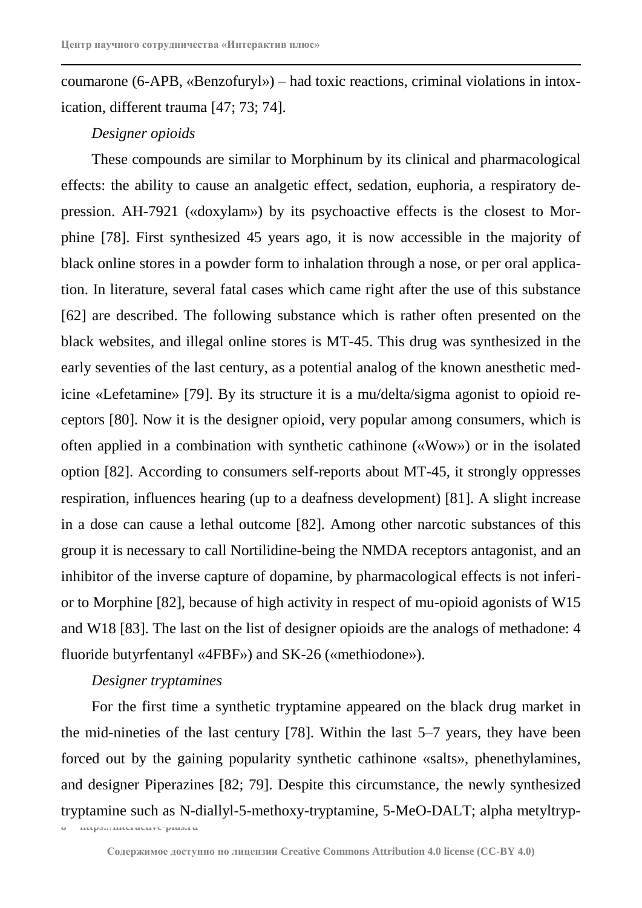coumarone (6-APB, «Benzofuryl») – had toxic reactions, criminal violations in intoxication, different trauma [47; 73; 74].

*Designer opioids*

These compounds are similar to Morphinum by its clinical and pharmacological effects: the ability to cause an analgetic effect, sedation, euphoria, a respiratory depression. AH-7921 («doxylam») by its psychoactive effects is the closest to Morphine [78]. First synthesized 45 years ago, it is now accessible in the majority of black online stores in a powder form to inhalation through a nose, or per oral application. In literature, several fatal cases which came right after the use of this substance [62] are described. The following substance which is rather often presented on the black websites, and illegal online stores is MT-45. This drug was synthesized in the early seventies of the last century, as a potential analog of the known anesthetic medicine «Lefetamine» [79]. By its structure it is a mu/delta/sigma agonist to opioid receptors [80]. Now it is the designer opioid, very popular among consumers, which is often applied in a combination with synthetic cathinone («Wow») or in the isolated option [82]. According to consumers self-reports about MT-45, it strongly oppresses respiration, influences hearing (up to a deafness development) [81]. A slight increase in a dose can cause a lethal outcome [82]. Among other narcotic substances of this group it is necessary to call Nortilidine-being the NMDA receptors antagonist, and an inhibitor of the inverse capture of dopamine, by pharmacological effects is not inferior to Morphine [82], because of high activity in respect of mu-opioid agonists of W15 and W18 [83]. The last on the list of designer opioids are the analogs of methadone: 4 fluoride butyrfentanyl «4FBF») and SK-26 («methiodone»).

*Designer tryptamines*

For the first time a synthetic tryptamine appeared on the black drug market in the mid-nineties of the last century [78]. Within the last 5–7 years, they have been forced out by the gaining popularity synthetic cathinone «salts», phenethylamines, and designer Piperazines [82; 79]. Despite this circumstance, the newly synthesized tryptamine such as N-diallyl-5-methoxy-tryptamine, 5-MeO-DALT; alpha metyltryp-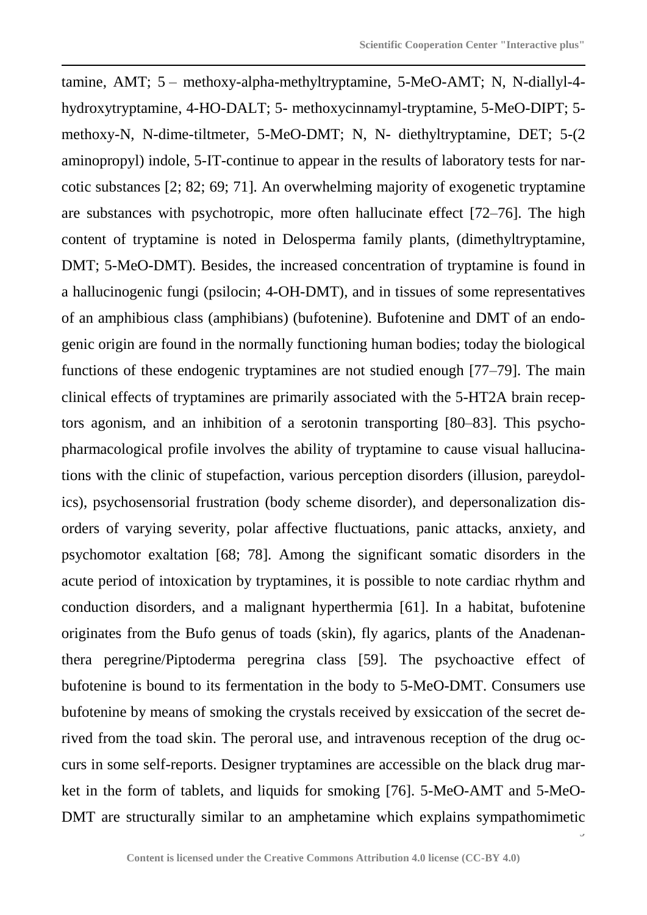tamine, AMT; 5 – methoxy-alpha-methyltryptamine, 5-MeO-AMT; N, N-diallyl-4-hydroxytryptamine, 4-HO-DALT; 5- methoxycinnamyl-tryptamine, 5-MeO-DIPT; 5-methoxy-N, N-dime-tiltmeter, 5-MeO-DMT; N, N- diethyltryptamine, DET; 5-(2 aminopropyl) indole, 5-IT-continue to appear in the results of laboratory tests for narcotic substances [2; 82; 69; 71]. An overwhelming majority of exogenetic tryptamine are substances with psychotropic, more often hallucinate effect [72–76]. The high content of tryptamine is noted in Delosperma family plants, (dimethyltryptamine, DMT; 5-MeO-DMT). Besides, the increased concentration of tryptamine is found in a hallucinogenic fungi (psilocin; 4-OH-DMT), and in tissues of some representatives of an amphibious class (amphibians) (bufotenine). Bufotenine and DMT of an endogenic origin are found in the normally functioning human bodies; today the biological functions of these endogenic tryptamines are not studied enough [77–79]. The main clinical effects of tryptamines are primarily associated with the 5-HT2A brain receptors agonism, and an inhibition of a serotonin transporting [80–83]. This psychopharmacological profile involves the ability of tryptamine to cause visual hallucinations with the clinic of stupefaction, various perception disorders (illusion, pareydolics), psychosensorial frustration (body scheme disorder), and depersonalization disorders of varying severity, polar affective fluctuations, panic attacks, anxiety, and psychomotor exaltation [68; 78]. Among the significant somatic disorders in the acute period of intoxication by tryptamines, it is possible to note cardiac rhythm and conduction disorders, and a malignant hyperthermia [61]. In a habitat, bufotenine originates from the Bufo genus of toads (skin), fly agarics, plants of the Anadenanthera peregrine/Piptoderma peregrina class [59]. The psychoactive effect of bufotenine is bound to its fermentation in the body to 5-MeO-DMT. Consumers use bufotenine by means of smoking the crystals received by exsiccation of the secret derived from the toad skin. The peroral use, and intravenous reception of the drug occurs in some self-reports. Designer tryptamines are accessible on the black drug market in the form of tablets, and liquids for smoking [76]. 5-MeO-AMT and 5-MeO-DMT are structurally similar to an amphetamine which explains sympathomimetic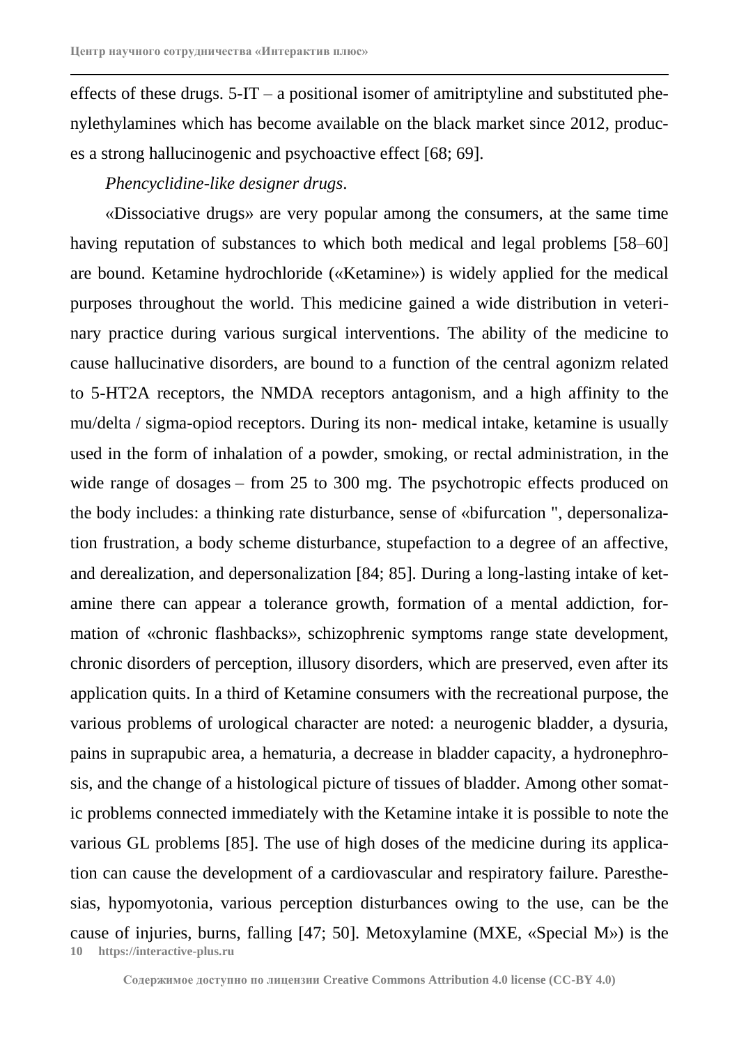effects of these drugs. 5-IT – a positional isomer of amitriptyline and substituted phenylethylamines which has become available on the black market since 2012, produces a strong hallucinogenic and psychoactive effect [68; 69].

*Phencyclidine-like designer drugs*.

«Dissociative drugs» are very popular among the consumers, at the same time having reputation of substances to which both medical and legal problems [58–60] are bound. Ketamine hydrochloride («Ketamine») is widely applied for the medical purposes throughout the world. This medicine gained a wide distribution in veterinary practice during various surgical interventions. The ability of the medicine to cause hallucinative disorders, are bound to a function of the central agonizm related to 5-HT2A receptors, the NMDA receptors antagonism, and a high affinity to the mu/delta / sigma-opiod receptors. During its non- medical intake, ketamine is usually used in the form of inhalation of a powder, smoking, or rectal administration, in the wide range of dosages – from 25 to 300 mg. The psychotropic effects produced on the body includes: a thinking rate disturbance, sense of «bifurcation ", depersonalization frustration, a body scheme disturbance, stupefaction to a degree of an affective, and derealization, and depersonalization [84; 85]. During a long-lasting intake of ketamine there can appear a tolerance growth, formation of a mental addiction, formation of «chronic flashbacks», schizophrenic symptoms range state development, chronic disorders of perception, illusory disorders, which are preserved, even after its application quits. In a third of Ketamine consumers with the recreational purpose, the various problems of urological character are noted: a neurogenic bladder, a dysuria, pains in suprapubic area, a hematuria, a decrease in bladder capacity, a hydronephrosis, and the change of a histological picture of tissues of bladder. Among other somatic problems connected immediately with the Ketamine intake it is possible to note the various GL problems [85]. The use of high doses of the medicine during its application can cause the development of a cardiovascular and respiratory failure. Paresthesias, hypomyotonia, various perception disturbances owing to the use, can be the cause of injuries, burns, falling [47; 50]. Metoxylamine (MXE, «Special M») is the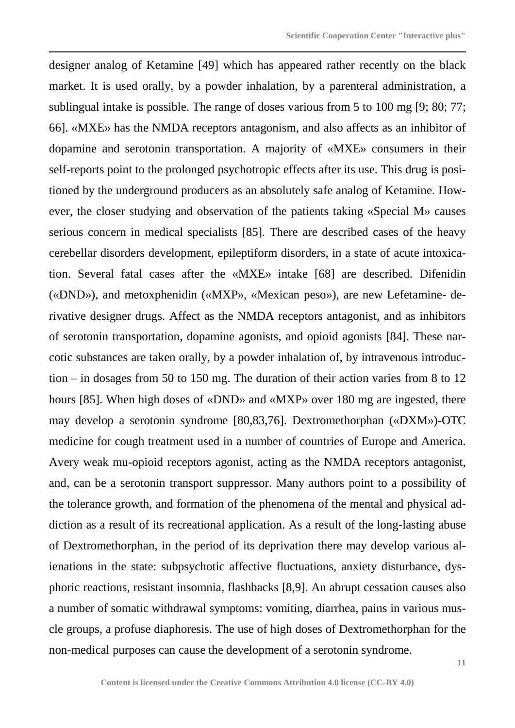designer analog of Ketamine [49] which has appeared rather recently on the black market. It is used orally, by a powder inhalation, by a parenteral administration, a sublingual intake is possible. The range of doses various from 5 to 100 mg [9; 80; 77; 66]. «MXE» has the NMDA receptors antagonism, and also affects as an inhibitor of dopamine and serotonin transportation. A majority of «MXE» consumers in their self-reports point to the prolonged psychotropic effects after its use. This drug is positioned by the underground producers as an absolutely safe analog of Ketamine. However, the closer studying and observation of the patients taking «Special M» causes serious concern in medical specialists [85]. There are described cases of the heavy cerebellar disorders development, epileptiform disorders, in a state of acute intoxication. Several fatal cases after the «MXE» intake [68] are described. Difenidin («DND»), and metoxphenidin («MXP», «Mexican peso»), are new Lefetamine- derivative designer drugs. Affect as the NMDA receptors antagonist, and as inhibitors of serotonin transportation, dopamine agonists, and opioid agonists [84]. These narcotic substances are taken orally, by a powder inhalation of, by intravenous introduction – in dosages from 50 to 150 mg. The duration of their action varies from 8 to 12 hours [85]. When high doses of «DND» and «MXP» over 180 mg are ingested, there may develop a serotonin syndrome [80,83,76]. Dextromethorphan («DXM»)-OTC medicine for cough treatment used in a number of countries of Europe and America. Avery weak mu-opioid receptors agonist, acting as the NMDA receptors antagonist, and, can be a serotonin transport suppressor. Many authors point to a possibility of the tolerance growth, and formation of the phenomena of the mental and physical addiction as a result of its recreational application. As a result of the long-lasting abuse of Dextromethorphan, in the period of its deprivation there may develop various alienations in the state: subpsychotic affective fluctuations, anxiety disturbance, dysphoric reactions, resistant insomnia, flashbacks [8,9]. An abrupt cessation causes also a number of somatic withdrawal symptoms: vomiting, diarrhea, pains in various muscle groups, a profuse diaphoresis. The use of high doses of Dextromethorphan for the non-medical purposes can cause the development of a serotonin syndrome.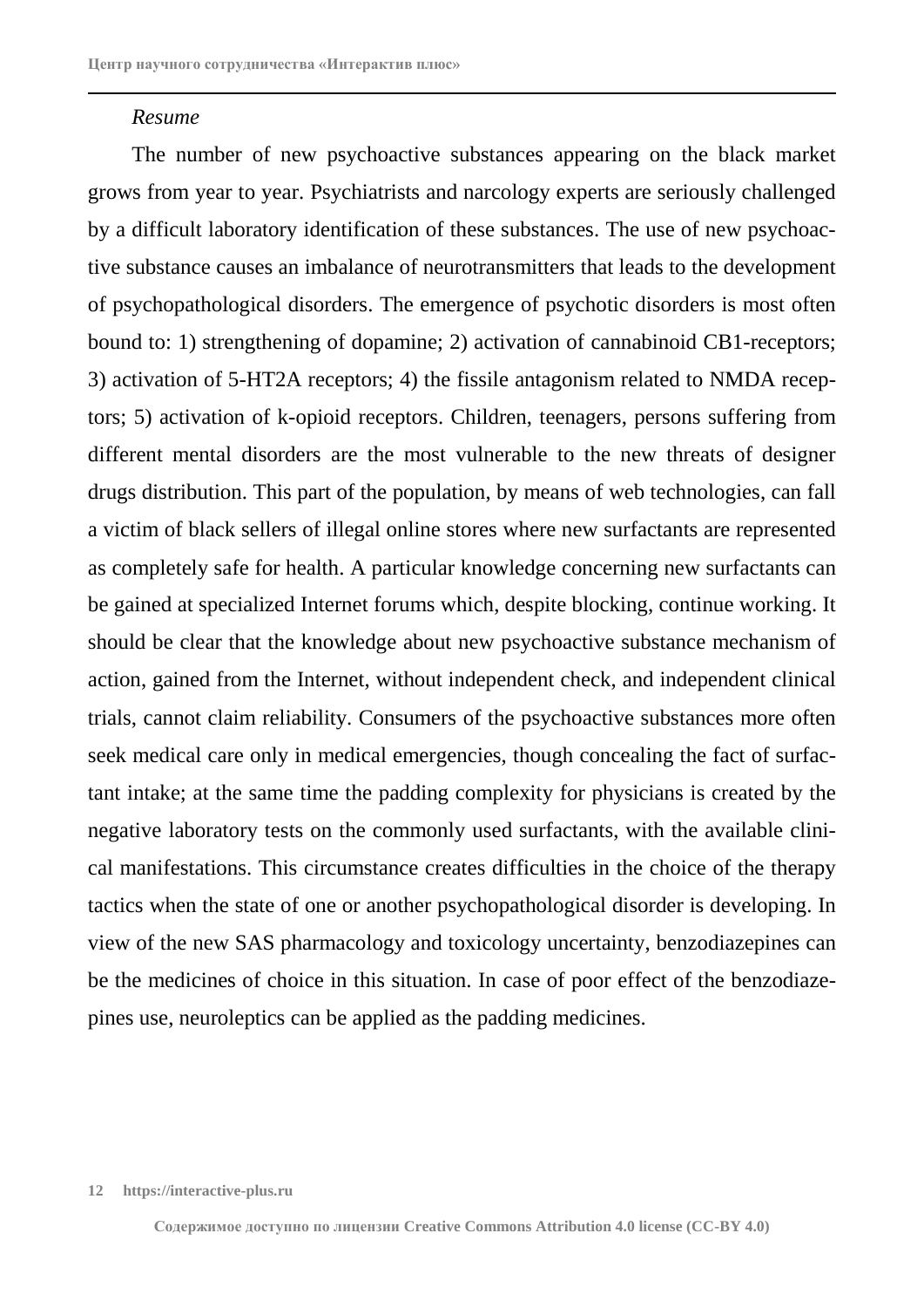*Resume*

The number of new psychoactive substances appearing on the black market grows from year to year. Psychiatrists and narcology experts are seriously challenged by a difficult laboratory identification of these substances. The use of new psychoactive substance causes an imbalance of neurotransmitters that leads to the development of psychopathological disorders. The emergence of psychotic disorders is most often bound to: 1) strengthening of dopamine; 2) activation of cannabinoid CB1-receptors; 3) activation of 5-HT2A receptors; 4) the fissile antagonism related to NMDA receptors; 5) activation of k-opioid receptors. Children, teenagers, persons suffering from different mental disorders are the most vulnerable to the new threats of designer drugs distribution. This part of the population, by means of web technologies, can fall a victim of black sellers of illegal online stores where new surfactants are represented as completely safe for health. A particular knowledge concerning new surfactants can be gained at specialized Internet forums which, despite blocking, continue working. It should be clear that the knowledge about new psychoactive substance mechanism of action, gained from the Internet, without independent check, and independent clinical trials, cannot claim reliability. Consumers of the psychoactive substances more often seek medical care only in medical emergencies, though concealing the fact of surfactant intake; at the same time the padding complexity for physicians is created by the negative laboratory tests on the commonly used surfactants, with the available clinical manifestations. This circumstance creates difficulties in the choice of the therapy tactics when the state of one or another psychopathological disorder is developing. In view of the new SAS pharmacology and toxicology uncertainty, benzodiazepines can be the medicines of choice in this situation. In case of poor effect of the benzodiazepines use, neuroleptics can be applied as the padding medicines.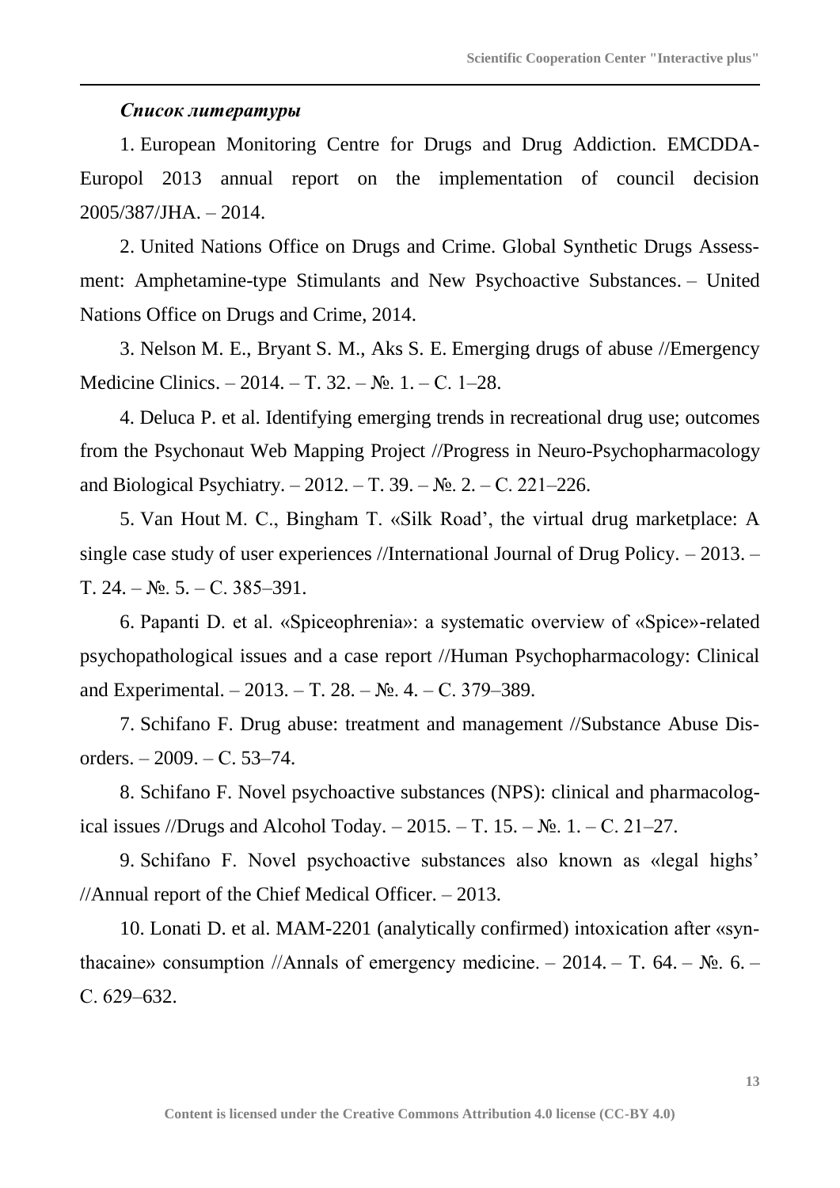### *Список литературы*

1. European Monitoring Centre for Drugs and Drug Addiction. EMCDDA-Europol 2013 annual report on the implementation of council decision 2005/387/JHA. – 2014.

2. United Nations Office on Drugs and Crime. Global Synthetic Drugs Assessment: Amphetamine-type Stimulants and New Psychoactive Substances. – United Nations Office on Drugs and Crime, 2014.

3. Nelson M. E., Bryant S. M., Aks S. E. Emerging drugs of abuse //Emergency Medicine Clinics. – 2014. – Т. 32. – №. 1. – С. 1–28.

4. Deluca P. et al. Identifying emerging trends in recreational drug use; outcomes from the Psychonaut Web Mapping Project //Progress in Neuro-Psychopharmacology and Biological Psychiatry. – 2012. – Т. 39. – №. 2. – С. 221–226.

5. Van Hout M. C., Bingham T. «Silk Road', the virtual drug marketplace: A single case study of user experiences //International Journal of Drug Policy. – 2013. – Т. 24. – №. 5. – С. 385–391.

6. Papanti D. et al. «Spiceophrenia»: a systematic overview of «Spice»-related psychopathological issues and a case report //Human Psychopharmacology: Clinical and Experimental. – 2013. – Т. 28. – №. 4. – С. 379–389.

7. Schifano F. Drug abuse: treatment and management //Substance Abuse Disorders. – 2009. – С. 53–74.

8. Schifano F. Novel psychoactive substances (NPS): clinical and pharmacological issues //Drugs and Alcohol Today. – 2015. – Т. 15. – №. 1. – С. 21–27.

9. Schifano F. Novel psychoactive substances also known as «legal highs' //Annual report of the Chief Medical Officer. – 2013.

10. Lonati D. et al. MAM-2201 (analytically confirmed) intoxication after «synthacaine» consumption //Annals of emergency medicine. – 2014. – Т. 64. – №. 6. – С. 629–632.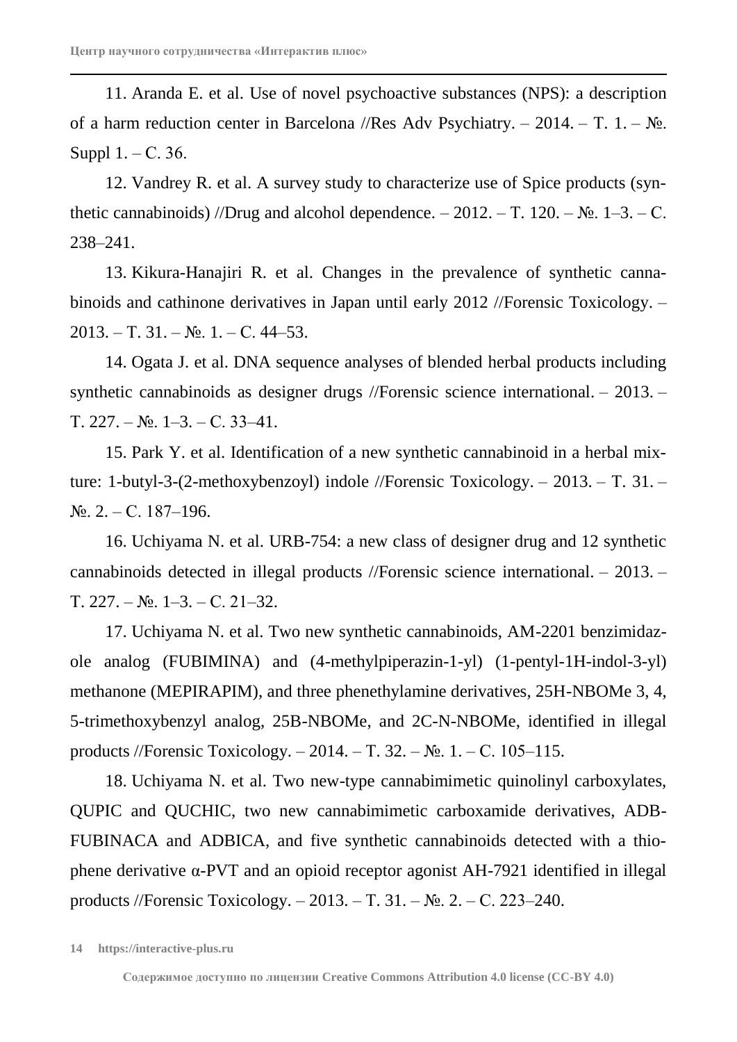11. Aranda E. et al. Use of novel psychoactive substances (NPS): a description of a harm reduction center in Barcelona //Res Adv Psychiatry. – 2014. – Т. 1. – №. Suppl 1. – С. 36.

12. Vandrey R. et al. A survey study to characterize use of Spice products (synthetic cannabinoids) //Drug and alcohol dependence. – 2012. – Т. 120. – №. 1–3. – С. 238–241.

13. Kikura-Hanajiri R. et al. Changes in the prevalence of synthetic cannabinoids and cathinone derivatives in Japan until early 2012 //Forensic Toxicology. – 2013. – Т. 31. – №. 1. – С. 44–53.

14. Ogata J. et al. DNA sequence analyses of blended herbal products including synthetic cannabinoids as designer drugs //Forensic science international. – 2013. – Т. 227. – №. 1–3. – С. 33–41.

15. Park Y. et al. Identification of a new synthetic cannabinoid in a herbal mixture: 1-butyl-3-(2-methoxybenzoyl) indole //Forensic Toxicology. – 2013. – Т. 31. – №. 2. – С. 187–196.

16. Uchiyama N. et al. URB-754: a new class of designer drug and 12 synthetic cannabinoids detected in illegal products //Forensic science international. – 2013. – Т. 227. – №. 1–3. – С. 21–32.

17. Uchiyama N. et al. Two new synthetic cannabinoids, AM-2201 benzimidazole analog (FUBIMINA) and (4-methylpiperazin-1-yl) (1-pentyl-1H-indol-3-yl) methanone (MEPIRAPIM), and three phenethylamine derivatives, 25H-NBOMe 3, 4, 5-trimethoxybenzyl analog, 25B-NBOMe, and 2C-N-NBOMe, identified in illegal products //Forensic Toxicology. – 2014. – Т. 32. – №. 1. – С. 105–115.

18. Uchiyama N. et al. Two new-type cannabimimetic quinolinyl carboxylates, QUPIC and QUCHIC, two new cannabimimetic carboxamide derivatives, ADB-FUBINACA and ADBICA, and five synthetic cannabinoids detected with a thiophene derivative α-PVT and an opioid receptor agonist AH-7921 identified in illegal products //Forensic Toxicology. – 2013. – Т. 31. – №. 2. – С. 223–240.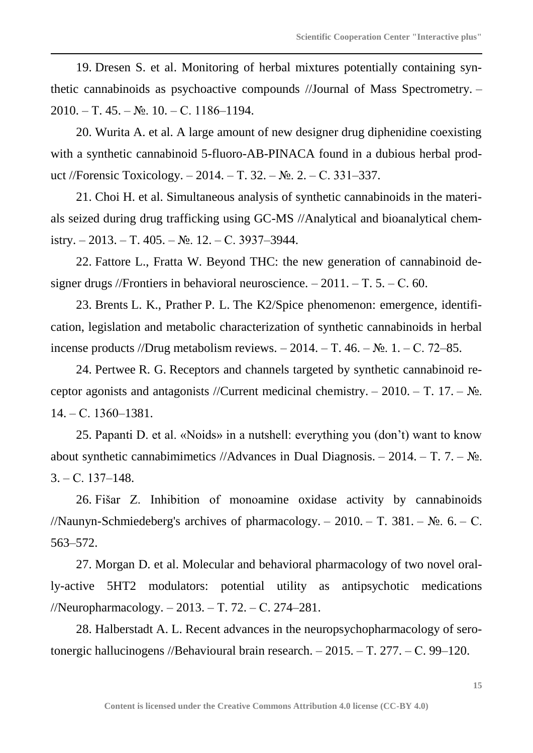19. Dresen S. et al. Monitoring of herbal mixtures potentially containing synthetic cannabinoids as psychoactive compounds //Journal of Mass Spectrometry. – 2010. – T. 45. – №. 10. – C. 1186–1194.

20. Wurita A. et al. A large amount of new designer drug diphenidine coexisting with a synthetic cannabinoid 5-fluoro-AB-PINACA found in a dubious herbal product //Forensic Toxicology. – 2014. – T. 32. – №. 2. – C. 331–337.

21. Choi H. et al. Simultaneous analysis of synthetic cannabinoids in the materials seized during drug trafficking using GC-MS //Analytical and bioanalytical chemistry. – 2013. – T. 405. – №. 12. – C. 3937–3944.

22. Fattore L., Fratta W. Beyond THC: the new generation of cannabinoid designer drugs //Frontiers in behavioral neuroscience. – 2011. – T. 5. – C. 60.

23. Brents L. K., Prather P. L. The K2/Spice phenomenon: emergence, identification, legislation and metabolic characterization of synthetic cannabinoids in herbal incense products //Drug metabolism reviews. – 2014. – T. 46. – №. 1. – C. 72–85.

24. Pertwee R. G. Receptors and channels targeted by synthetic cannabinoid receptor agonists and antagonists //Current medicinal chemistry. – 2010. – T. 17. – №. 14. – C. 1360–1381.

25. Papanti D. et al. «Noids» in a nutshell: everything you (don't) want to know about synthetic cannabimimetics //Advances in Dual Diagnosis. – 2014. – T. 7. – №. 3. – C. 137–148.

26. Fišar Z. Inhibition of monoamine oxidase activity by cannabinoids //Naunyn-Schmiedeberg's archives of pharmacology. – 2010. – T. 381. – №. 6. – C. 563–572.

27. Morgan D. et al. Molecular and behavioral pharmacology of two novel orally-active 5HT2 modulators: potential utility as antipsychotic medications //Neuropharmacology. – 2013. – T. 72. – C. 274–281.

28. Halberstadt A. L. Recent advances in the neuropsychopharmacology of serotonergic hallucinogens //Behavioural brain research. – 2015. – T. 277. – C. 99–120.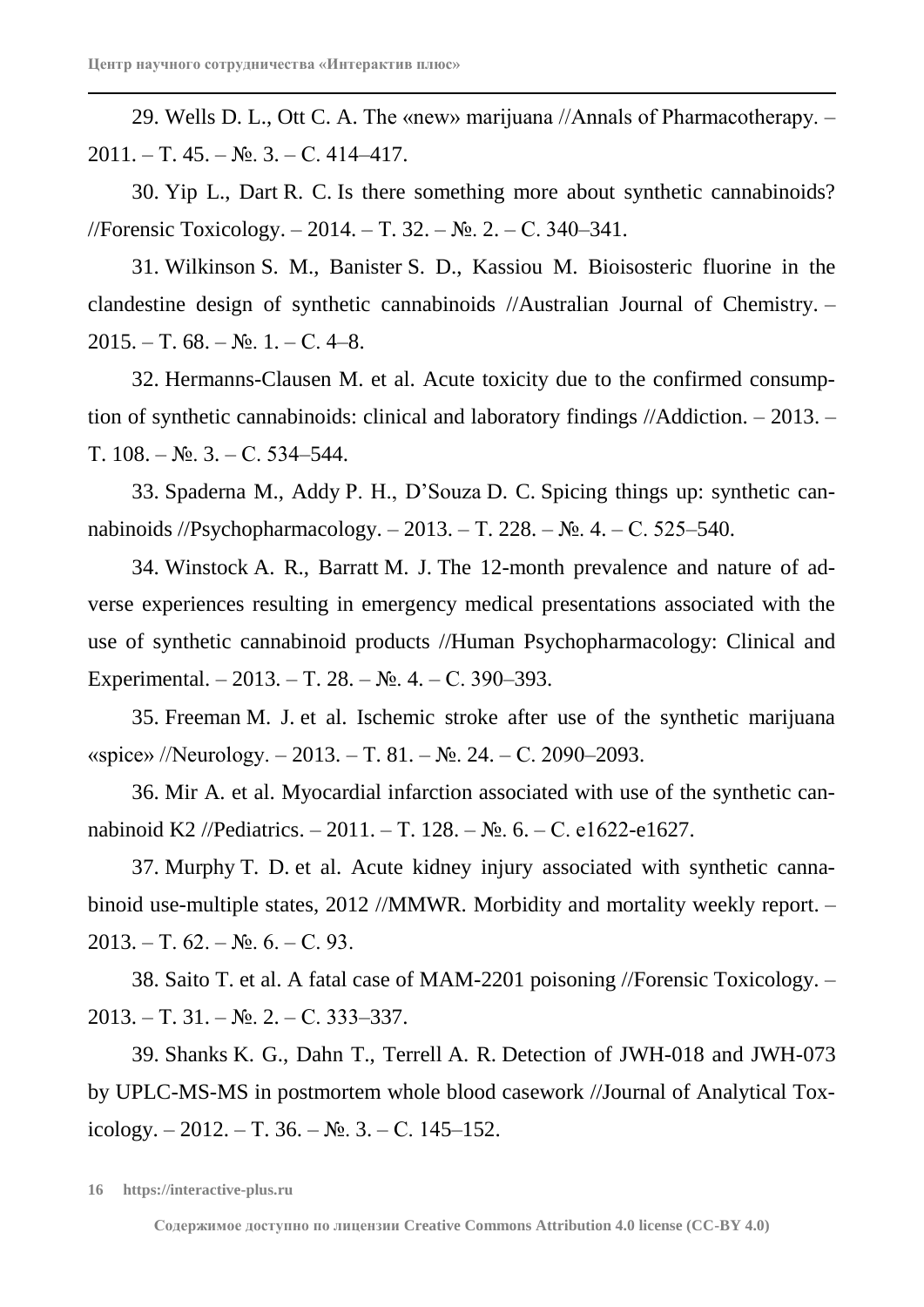29. Wells D. L., Ott C. A. The «new» marijuana //Annals of Pharmacotherapy. – 2011. – Т. 45. – №. 3. – С. 414–417.

30. Yip L., Dart R. C. Is there something more about synthetic cannabinoids? //Forensic Toxicology. – 2014. – Т. 32. – №. 2. – С. 340–341.

31. Wilkinson S. M., Banister S. D., Kassiou M. Bioisosteric fluorine in the clandestine design of synthetic cannabinoids //Australian Journal of Chemistry. – 2015. – Т. 68. – №. 1. – С. 4–8.

32. Hermanns-Clausen M. et al. Acute toxicity due to the confirmed consumption of synthetic cannabinoids: clinical and laboratory findings //Addiction. – 2013. – Т. 108. – №. 3. – С. 534–544.

33. Spaderna M., Addy P. H., D'Souza D. C. Spicing things up: synthetic cannabinoids //Psychopharmacology. – 2013. – Т. 228. – №. 4. – С. 525–540.

34. Winstock A. R., Barratt M. J. The 12-month prevalence and nature of adverse experiences resulting in emergency medical presentations associated with the use of synthetic cannabinoid products //Human Psychopharmacology: Clinical and Experimental. – 2013. – Т. 28. – №. 4. – С. 390–393.

35. Freeman M. J. et al. Ischemic stroke after use of the synthetic marijuana «spice» //Neurology. – 2013. – Т. 81. – №. 24. – С. 2090–2093.

36. Mir A. et al. Myocardial infarction associated with use of the synthetic cannabinoid K2 //Pediatrics. – 2011. – Т. 128. – №. 6. – С. e1622-e1627.

37. Murphy T. D. et al. Acute kidney injury associated with synthetic cannabinoid use-multiple states, 2012 //MMWR. Morbidity and mortality weekly report. – 2013. – Т. 62. – №. 6. – С. 93.

38. Saito T. et al. A fatal case of MAM-2201 poisoning //Forensic Toxicology. – 2013. – Т. 31. – №. 2. – С. 333–337.

39. Shanks K. G., Dahn T., Terrell A. R. Detection of JWH-018 and JWH-073 by UPLC-MS-MS in postmortem whole blood casework //Journal of Analytical Toxicology. – 2012. – Т. 36. – №. 3. – С. 145–152.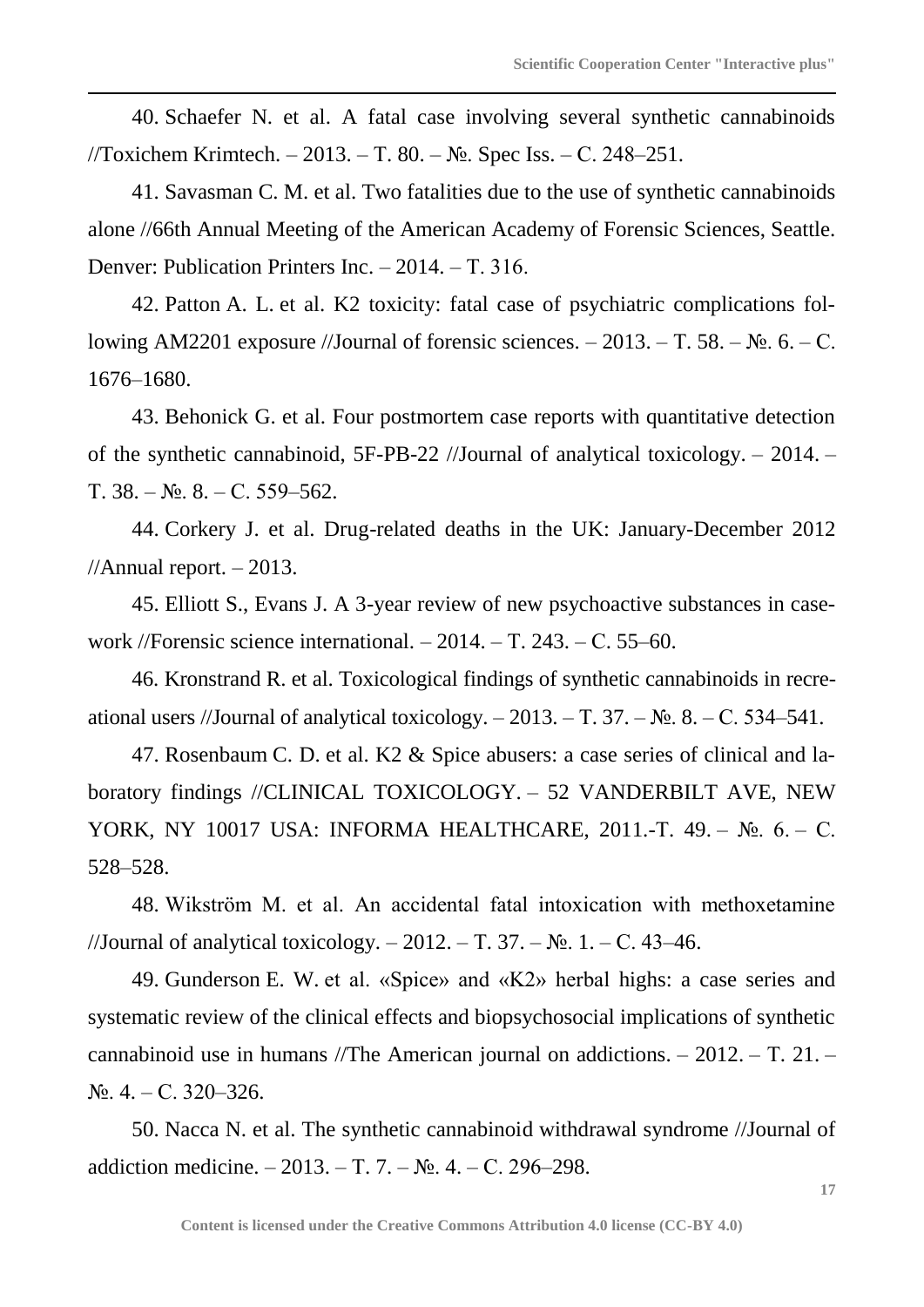40. Schaefer N. et al. A fatal case involving several synthetic cannabinoids //Toxichem Krimtech. – 2013. – Т. 80. – №. Spec Iss. – С. 248–251.

41. Savasman C. M. et al. Two fatalities due to the use of synthetic cannabinoids alone //66th Annual Meeting of the American Academy of Forensic Sciences, Seattle. Denver: Publication Printers Inc. – 2014. – Т. 316.

42. Patton A. L. et al. K2 toxicity: fatal case of psychiatric complications following AM2201 exposure //Journal of forensic sciences. – 2013. – Т. 58. – №. 6. – С. 1676–1680.

43. Behonick G. et al. Four postmortem case reports with quantitative detection of the synthetic cannabinoid, 5F-PB-22 //Journal of analytical toxicology. – 2014. – Т. 38. – №. 8. – С. 559–562.

44. Corkery J. et al. Drug-related deaths in the UK: January-December 2012 //Annual report. – 2013.

45. Elliott S., Evans J. A 3-year review of new psychoactive substances in casework //Forensic science international. – 2014. – Т. 243. – С. 55–60.

46. Kronstrand R. et al. Toxicological findings of synthetic cannabinoids in recreational users //Journal of analytical toxicology. – 2013. – Т. 37. – №. 8. – С. 534–541.

47. Rosenbaum C. D. et al. K2 & Spice abusers: a case series of clinical and laboratory findings //CLINICAL TOXICOLOGY. – 52 VANDERBILT AVE, NEW YORK, NY 10017 USA: INFORMA HEALTHCARE, 2011.-Т. 49. – №. 6. – С. 528–528.

48. Wikström M. et al. An accidental fatal intoxication with methoxetamine //Journal of analytical toxicology. – 2012. – Т. 37. – №. 1. – С. 43–46.

49. Gunderson E. W. et al. «Spice» and «K2» herbal highs: a case series and systematic review of the clinical effects and biopsychosocial implications of synthetic cannabinoid use in humans //The American journal on addictions. – 2012. – Т. 21. – №. 4. – С. 320–326.

50. Nacca N. et al. The synthetic cannabinoid withdrawal syndrome //Journal of addiction medicine. – 2013. – Т. 7. – №. 4. – С. 296–298.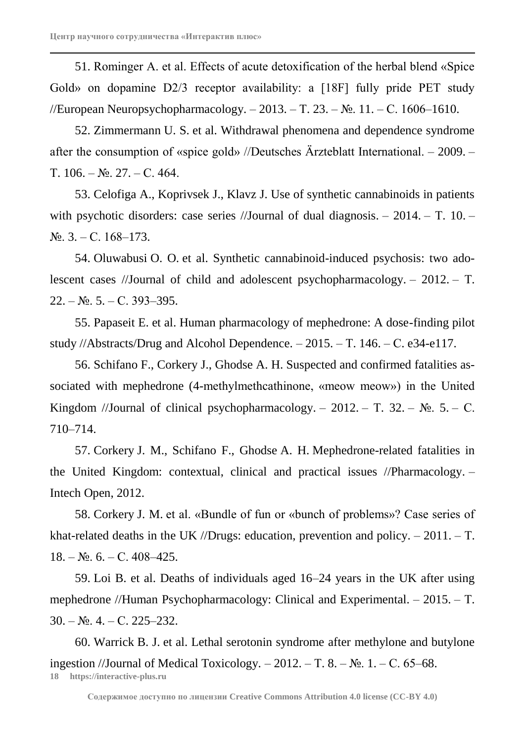51. Rominger A. et al. Effects of acute detoxification of the herbal blend «Spice Gold» on dopamine D2/3 receptor availability: a [18F] fully pride PET study //European Neuropsychopharmacology. – 2013. – Т. 23. – №. 11. – С. 1606–1610.

52. Zimmermann U. S. et al. Withdrawal phenomena and dependence syndrome after the consumption of «spice gold» //Deutsches Ärzteblatt International. – 2009. – Т. 106. – №. 27. – С. 464.

53. Celofiga A., Koprivsek J., Klavz J. Use of synthetic cannabinoids in patients with psychotic disorders: case series //Journal of dual diagnosis. – 2014. – Т. 10. – №. 3. – С. 168–173.

54. Oluwabusi O. O. et al. Synthetic cannabinoid-induced psychosis: two adolescent cases //Journal of child and adolescent psychopharmacology. – 2012. – Т. 22. – №. 5. – С. 393–395.

55. Papaseit E. et al. Human pharmacology of mephedrone: A dose-finding pilot study //Abstracts/Drug and Alcohol Dependence. – 2015. – Т. 146. – С. e34-e117.

56. Schifano F., Corkery J., Ghodse A. H. Suspected and confirmed fatalities associated with mephedrone (4-methylmethcathinone, «meow meow») in the United Kingdom //Journal of clinical psychopharmacology. – 2012. – Т. 32. – №. 5. – С. 710–714.

57. Corkery J. M., Schifano F., Ghodse A. H. Mephedrone-related fatalities in the United Kingdom: contextual, clinical and practical issues //Pharmacology. – Intech Open, 2012.

58. Corkery J. M. et al. «Bundle of fun or «bunch of problems»? Case series of khat-related deaths in the UK //Drugs: education, prevention and policy. – 2011. – Т. 18. – №. 6. – С. 408–425.

59. Loi B. et al. Deaths of individuals aged 16–24 years in the UK after using mephedrone //Human Psychopharmacology: Clinical and Experimental. – 2015. – Т. 30. – №. 4. – С. 225–232.

60. Warrick B. J. et al. Lethal serotonin syndrome after methylone and butylone ingestion //Journal of Medical Toxicology. – 2012. – Т. 8. – №. 1. – С. 65–68.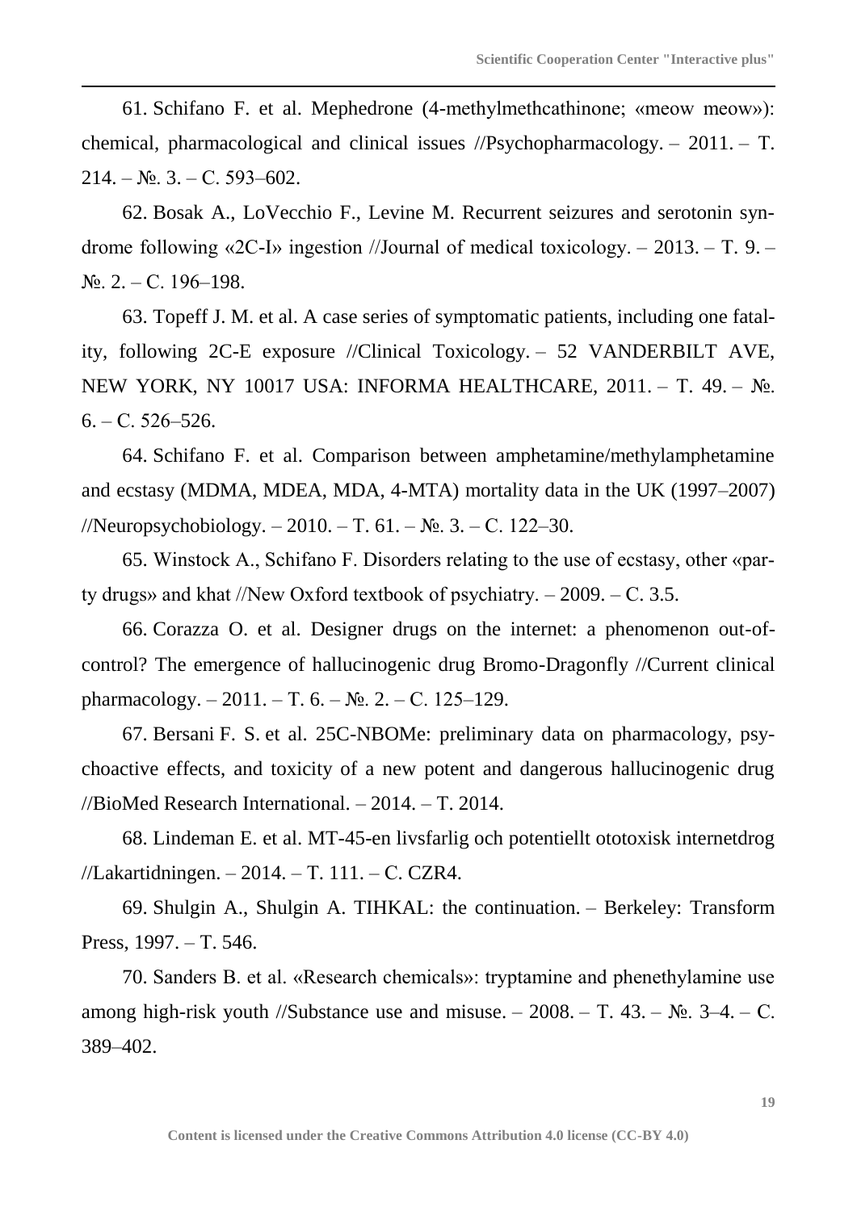61. Schifano F. et al. Mephedrone (4-methylmethcathinone; «meow meow»): chemical, pharmacological and clinical issues //Psychopharmacology. – 2011. – T. 214. – №. 3. – C. 593–602.

62. Bosak A., LoVecchio F., Levine M. Recurrent seizures and serotonin syndrome following «2C-I» ingestion //Journal of medical toxicology. – 2013. – T. 9. – №. 2. – C. 196–198.

63. Topeff J. M. et al. A case series of symptomatic patients, including one fatality, following 2C-E exposure //Clinical Toxicology. – 52 VANDERBILT AVE, NEW YORK, NY 10017 USA: INFORMA HEALTHCARE, 2011. – T. 49. – №. 6. – C. 526–526.

64. Schifano F. et al. Comparison between amphetamine/methylamphetamine and ecstasy (MDMA, MDEA, MDA, 4-MTA) mortality data in the UK (1997–2007) //Neuropsychobiology. – 2010. – T. 61. – №. 3. – C. 122–30.

65. Winstock A., Schifano F. Disorders relating to the use of ecstasy, other «party drugs» and khat //New Oxford textbook of psychiatry. – 2009. – C. 3.5.

66. Corazza O. et al. Designer drugs on the internet: a phenomenon out-of-control? The emergence of hallucinogenic drug Bromo-Dragonfly //Current clinical pharmacology. – 2011. – T. 6. – №. 2. – C. 125–129.

67. Bersani F. S. et al. 25C-NBOMe: preliminary data on pharmacology, psychoactive effects, and toxicity of a new potent and dangerous hallucinogenic drug //BioMed Research International. – 2014. – T. 2014.

68. Lindeman E. et al. MT-45-en livsfarlig och potentiellt ototoxisk internetdrog //Lakartidningen. – 2014. – T. 111. – C. CZR4.

69. Shulgin A., Shulgin A. TIHKAL: the continuation. – Berkeley: Transform Press, 1997. – T. 546.

70. Sanders B. et al. «Research chemicals»: tryptamine and phenethylamine use among high-risk youth //Substance use and misuse. – 2008. – T. 43. – №. 3–4. – C. 389–402.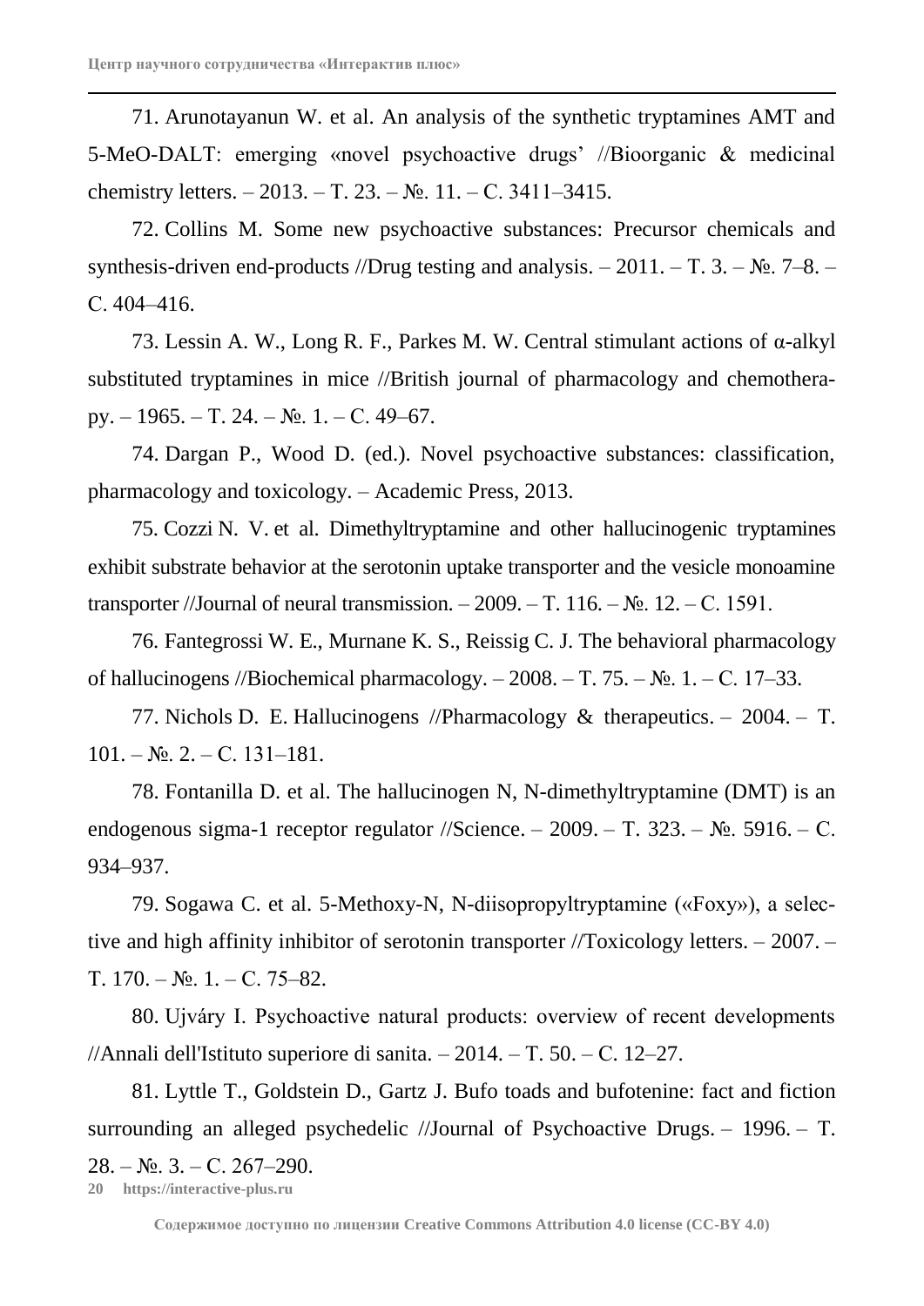71. Arunotayanun W. et al. An analysis of the synthetic tryptamines AMT and 5-MeO-DALT: emerging «novel psychoactive drugs’ //Bioorganic & medicinal chemistry letters. – 2013. – Т. 23. – №. 11. – С. 3411–3415.

72. Collins M. Some new psychoactive substances: Precursor chemicals and synthesis-driven end-products //Drug testing and analysis. – 2011. – Т. 3. – №. 7–8. – С. 404–416.

73. Lessin A. W., Long R. F., Parkes M. W. Central stimulant actions of α-alkyl substituted tryptamines in mice //British journal of pharmacology and chemotherapy. – 1965. – Т. 24. – №. 1. – С. 49–67.

74. Dargan P., Wood D. (ed.). Novel psychoactive substances: classification, pharmacology and toxicology. – Academic Press, 2013.

75. Cozzi N. V. et al. Dimethyltryptamine and other hallucinogenic tryptamines exhibit substrate behavior at the serotonin uptake transporter and the vesicle monoamine transporter //Journal of neural transmission. – 2009. – Т. 116. – №. 12. – С. 1591.

76. Fantegrossi W. E., Murnane K. S., Reissig C. J. The behavioral pharmacology of hallucinogens //Biochemical pharmacology. – 2008. – Т. 75. – №. 1. – С. 17–33.

77. Nichols D. E. Hallucinogens //Pharmacology & therapeutics. – 2004. – Т. 101. – №. 2. – С. 131–181.

78. Fontanilla D. et al. The hallucinogen N, N-dimethyltryptamine (DMT) is an endogenous sigma-1 receptor regulator //Science. – 2009. – Т. 323. – №. 5916. – С. 934–937.

79. Sogawa C. et al. 5-Methoxy-N, N-diisopropyltryptamine («Foxy»), a selective and high affinity inhibitor of serotonin transporter //Toxicology letters. – 2007. – Т. 170. – №. 1. – С. 75–82.

80. Ujváry I. Psychoactive natural products: overview of recent developments //Annali dell'Istituto superiore di sanita. – 2014. – Т. 50. – С. 12–27.

81. Lyttle T., Goldstein D., Gartz J. Bufo toads and bufotenine: fact and fiction surrounding an alleged psychedelic //Journal of Psychoactive Drugs. – 1996. – Т. 28. – №. 3. – С. 267–290.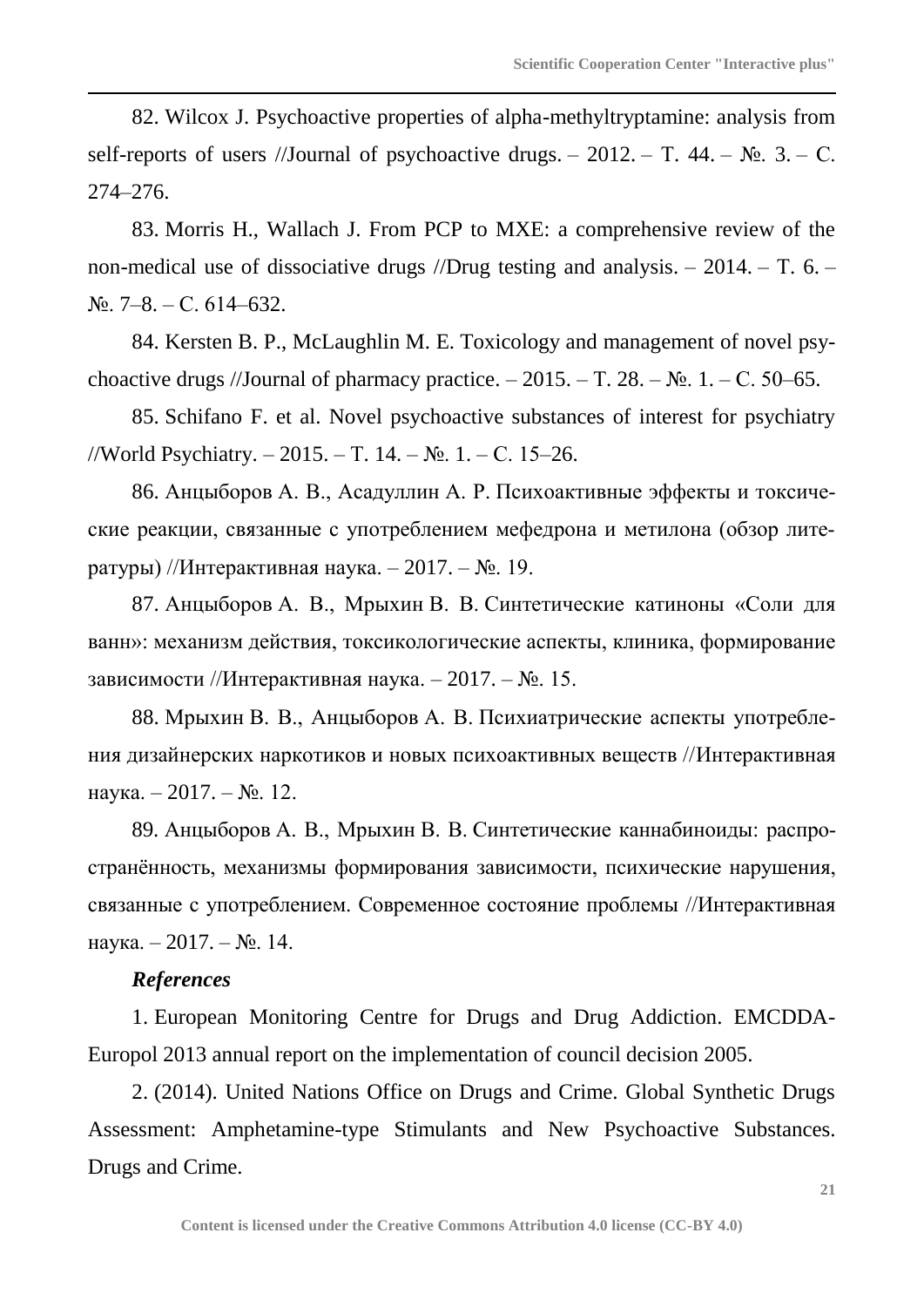82. Wilcox J. Psychoactive properties of alpha-methyltryptamine: analysis from self-reports of users //Journal of psychoactive drugs. – 2012. – Т. 44. – №. 3. – С. 274–276.

83. Morris H., Wallach J. From PCP to MXE: a comprehensive review of the non-medical use of dissociative drugs //Drug testing and analysis. – 2014. – Т. 6. – №. 7–8. – С. 614–632.

84. Kersten B. P., McLaughlin M. E. Toxicology and management of novel psychoactive drugs //Journal of pharmacy practice. – 2015. – Т. 28. – №. 1. – С. 50–65.

85. Schifano F. et al. Novel psychoactive substances of interest for psychiatry //World Psychiatry. – 2015. – Т. 14. – №. 1. – С. 15–26.

86. Анцыборов А. В., Асадуллин А. Р. Психоактивные эффекты и токсические реакции, связанные с употреблением мефедрона и метилона (обзор литературы) //Интерактивная наука. – 2017. – №. 19.

87. Анцыборов А. В., Мрыхин В. В. Синтетические катиноны «Соли для ванн»: механизм действия, токсикологические аспекты, клиника, формирование зависимости //Интерактивная наука. – 2017. – №. 15.

88. Мрыхин В. В., Анцыборов А. В. Психиатрические аспекты употребления дизайнерских наркотиков и новых психоактивных веществ //Интерактивная наука. – 2017. – №. 12.

89. Анцыборов А. В., Мрыхин В. В. Синтетические каннабиноиды: распространённость, механизмы формирования зависимости, психические нарушения, связанные с употреблением. Современное состояние проблемы //Интерактивная наука. – 2017. – №. 14.

***References***

1. European Monitoring Centre for Drugs and Drug Addiction. EMCDDA-Europol 2013 annual report on the implementation of council decision 2005.

2. (2014). United Nations Office on Drugs and Crime. Global Synthetic Drugs Assessment: Amphetamine-type Stimulants and New Psychoactive Substances. Drugs and Crime.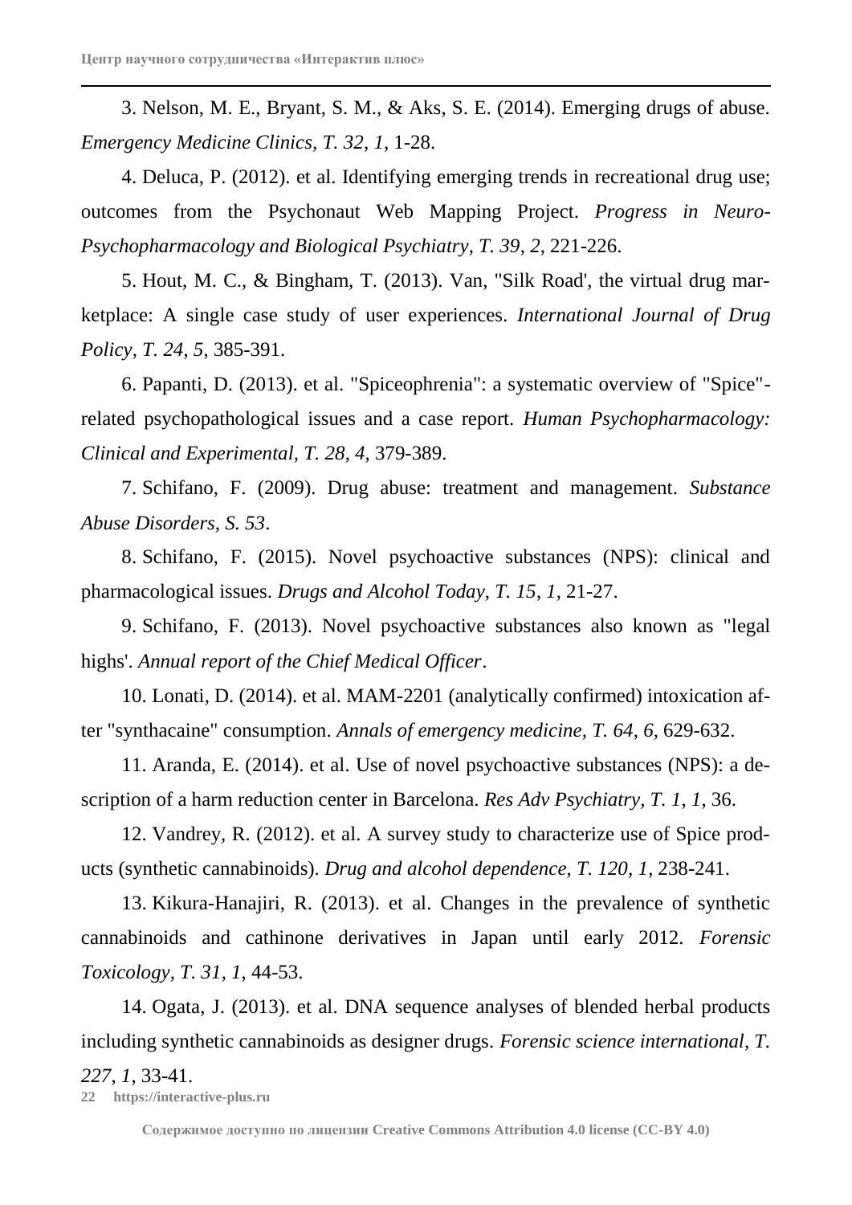3. Nelson, M. E., Bryant, S. M., & Aks, S. E. (2014). Emerging drugs of abuse. *Emergency Medicine Clinics, T. 32*, *1*, 1-28.

4. Deluca, P. (2012). et al. Identifying emerging trends in recreational drug use; outcomes from the Psychonaut Web Mapping Project. *Progress in Neuro-Psychopharmacology and Biological Psychiatry, T. 39*, *2*, 221-226.

5. Hout, M. C., & Bingham, T. (2013). Van, "Silk Road', the virtual drug marketplace: A single case study of user experiences. *International Journal of Drug Policy, T. 24*, *5*, 385-391.

6. Papanti, D. (2013). et al. "Spiceophrenia": a systematic overview of "Spice"-related psychopathological issues and a case report. *Human Psychopharmacology: Clinical and Experimental, T. 28*, *4*, 379-389.

7. Schifano, F. (2009). Drug abuse: treatment and management. *Substance Abuse Disorders, S. 53*.

8. Schifano, F. (2015). Novel psychoactive substances (NPS): clinical and pharmacological issues. *Drugs and Alcohol Today, T. 15*, *1*, 21-27.

9. Schifano, F. (2013). Novel psychoactive substances also known as "legal highs'. *Annual report of the Chief Medical Officer*.

10. Lonati, D. (2014). et al. MAM-2201 (analytically confirmed) intoxication after "synthacaine" consumption. *Annals of emergency medicine, T. 64*, *6*, 629-632.

11. Aranda, E. (2014). et al. Use of novel psychoactive substances (NPS): a description of a harm reduction center in Barcelona. *Res Adv Psychiatry, T. 1*, *1*, 36.

12. Vandrey, R. (2012). et al. A survey study to characterize use of Spice products (synthetic cannabinoids). *Drug and alcohol dependence, T. 120*, *1*, 238-241.

13. Kikura-Hanajiri, R. (2013). et al. Changes in the prevalence of synthetic cannabinoids and cathinone derivatives in Japan until early 2012. *Forensic Toxicology, T. 31*, *1*, 44-53.

14. Ogata, J. (2013). et al. DNA sequence analyses of blended herbal products including synthetic cannabinoids as designer drugs. *Forensic science international, T. 227*, *1*, 33-41.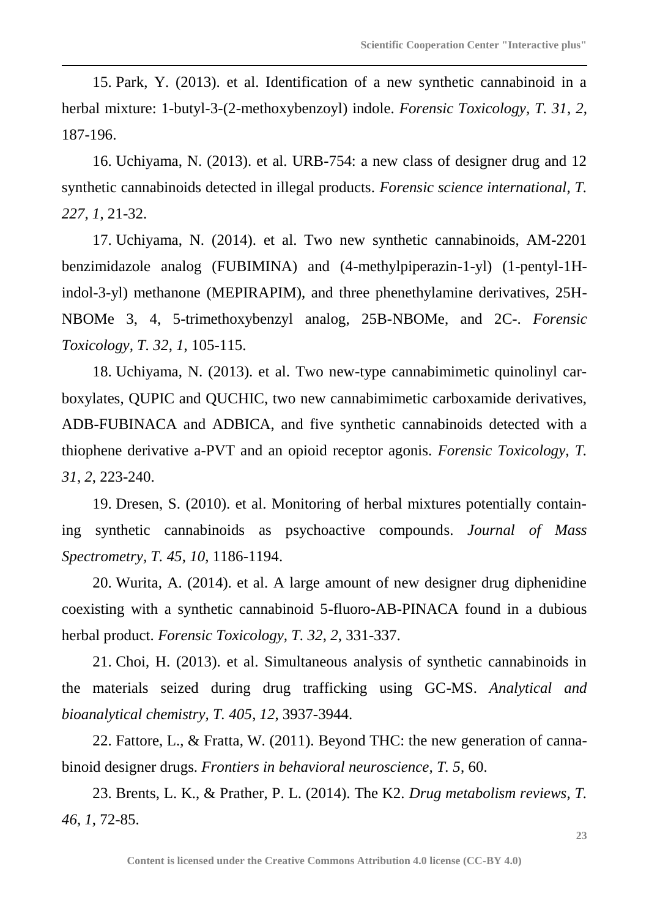15. Park, Y. (2013). et al. Identification of a new synthetic cannabinoid in a herbal mixture: 1-butyl-3-(2-methoxybenzoyl) indole. *Forensic Toxicology, T. 31*, *2*, 187-196.

16. Uchiyama, N. (2013). et al. URB-754: a new class of designer drug and 12 synthetic cannabinoids detected in illegal products. *Forensic science international, T. 227*, *1*, 21-32.

17. Uchiyama, N. (2014). et al. Two new synthetic cannabinoids, AM-2201 benzimidazole analog (FUBIMINA) and (4-methylpiperazin-1-yl) (1-pentyl-1H-indol-3-yl) methanone (MEPIRAPIM), and three phenethylamine derivatives, 25H-NBOMe 3, 4, 5-trimethoxybenzyl analog, 25B-NBOMe, and 2C-. *Forensic Toxicology, T. 32*, *1*, 105-115.

18. Uchiyama, N. (2013). et al. Two new-type cannabimimetic quinolinyl carboxylates, QUPIC and QUCHIC, two new cannabimimetic carboxamide derivatives, ADB-FUBINACA and ADBICA, and five synthetic cannabinoids detected with a thiophene derivative a-PVT and an opioid receptor agonis. *Forensic Toxicology, T. 31*, *2*, 223-240.

19. Dresen, S. (2010). et al. Monitoring of herbal mixtures potentially containing synthetic cannabinoids as psychoactive compounds. *Journal of Mass Spectrometry, T. 45*, *10*, 1186-1194.

20. Wurita, A. (2014). et al. A large amount of new designer drug diphenidine coexisting with a synthetic cannabinoid 5-fluoro-AB-PINACA found in a dubious herbal product. *Forensic Toxicology, T. 32*, *2*, 331-337.

21. Choi, H. (2013). et al. Simultaneous analysis of synthetic cannabinoids in the materials seized during drug trafficking using GC-MS. *Analytical and bioanalytical chemistry, T. 405*, *12*, 3937-3944.

22. Fattore, L., & Fratta, W. (2011). Beyond THC: the new generation of cannabinoid designer drugs. *Frontiers in behavioral neuroscience, T. 5*, 60.

23. Brents, L. K., & Prather, P. L. (2014). The K2. *Drug metabolism reviews, T. 46*, *1*, 72-85.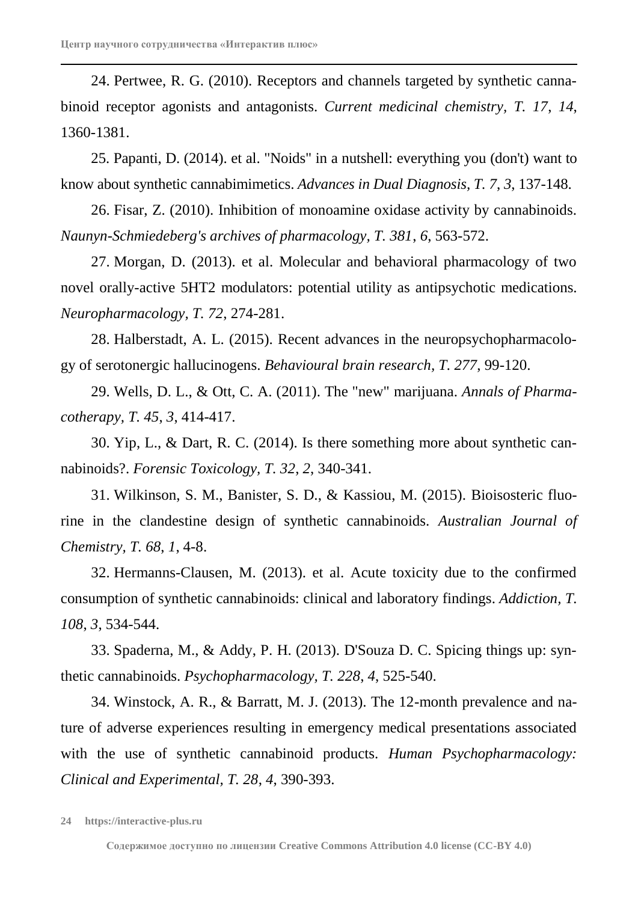24. Pertwee, R. G. (2010). Receptors and channels targeted by synthetic cannabinoid receptor agonists and antagonists. *Current medicinal chemistry, T. 17*, *14*, 1360-1381.

25. Papanti, D. (2014). et al. "Noids" in a nutshell: everything you (don't) want to know about synthetic cannabimimetics. *Advances in Dual Diagnosis, T. 7, 3*, 137-148.

26. Fisar, Z. (2010). Inhibition of monoamine oxidase activity by cannabinoids. *Naunyn-Schmiedeberg's archives of pharmacology, T. 381*, *6*, 563-572.

27. Morgan, D. (2013). et al. Molecular and behavioral pharmacology of two novel orally-active 5HT2 modulators: potential utility as antipsychotic medications. *Neuropharmacology, T. 72*, 274-281.

28. Halberstadt, A. L. (2015). Recent advances in the neuropsychopharmacology of serotonergic hallucinogens. *Behavioural brain research, T. 277*, 99-120.

29. Wells, D. L., & Ott, C. A. (2011). The "new" marijuana. *Annals of Pharmacotherapy, T. 45*, *3*, 414-417.

30. Yip, L., & Dart, R. C. (2014). Is there something more about synthetic cannabinoids?. *Forensic Toxicology, T. 32*, *2*, 340-341.

31. Wilkinson, S. M., Banister, S. D., & Kassiou, M. (2015). Bioisosteric fluorine in the clandestine design of synthetic cannabinoids. *Australian Journal of Chemistry, T. 68*, *1*, 4-8.

32. Hermanns-Clausen, M. (2013). et al. Acute toxicity due to the confirmed consumption of synthetic cannabinoids: clinical and laboratory findings. *Addiction, T. 108*, *3*, 534-544.

33. Spaderna, M., & Addy, P. H. (2013). D'Souza D. C. Spicing things up: synthetic cannabinoids. *Psychopharmacology, T. 228*, *4*, 525-540.

34. Winstock, A. R., & Barratt, M. J. (2013). The 12-month prevalence and nature of adverse experiences resulting in emergency medical presentations associated with the use of synthetic cannabinoid products. *Human Psychopharmacology: Clinical and Experimental, T. 28*, *4*, 390-393.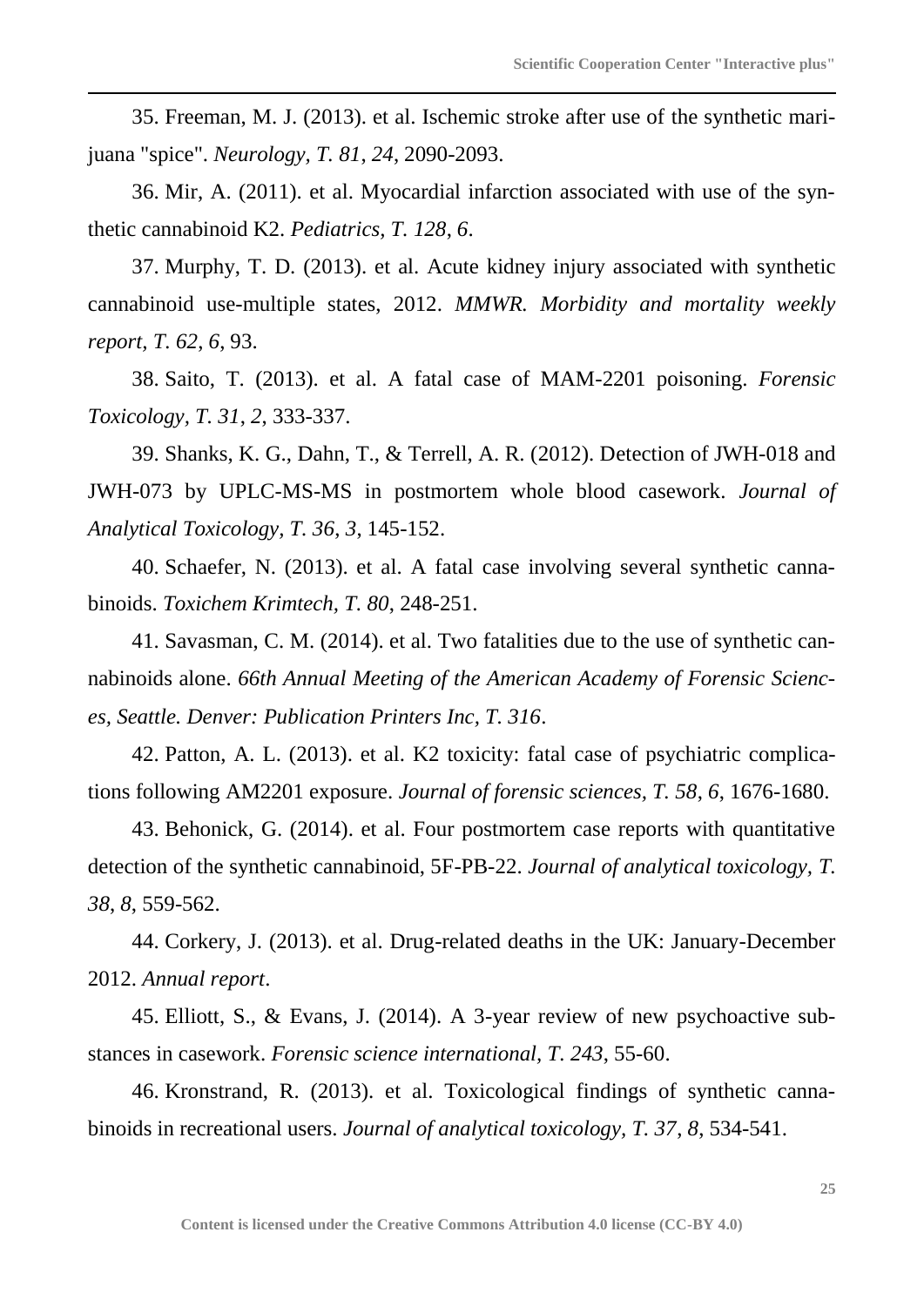35. Freeman, M. J. (2013). et al. Ischemic stroke after use of the synthetic marijuana "spice". *Neurology, T. 81, 24*, 2090-2093.

36. Mir, A. (2011). et al. Myocardial infarction associated with use of the synthetic cannabinoid K2. *Pediatrics, T. 128, 6*.

37. Murphy, T. D. (2013). et al. Acute kidney injury associated with synthetic cannabinoid use-multiple states, 2012. *MMWR. Morbidity and mortality weekly report, T. 62, 6*, 93.

38. Saito, T. (2013). et al. A fatal case of MAM-2201 poisoning. *Forensic Toxicology, T. 31, 2*, 333-337.

39. Shanks, K. G., Dahn, T., & Terrell, A. R. (2012). Detection of JWH-018 and JWH-073 by UPLC-MS-MS in postmortem whole blood casework. *Journal of Analytical Toxicology, T. 36, 3*, 145-152.

40. Schaefer, N. (2013). et al. A fatal case involving several synthetic cannabinoids. *Toxichem Krimtech, T. 80*, 248-251.

41. Savasman, C. M. (2014). et al. Two fatalities due to the use of synthetic cannabinoids alone. *66th Annual Meeting of the American Academy of Forensic Sciences, Seattle. Denver: Publication Printers Inc, T. 316*.

42. Patton, A. L. (2013). et al. K2 toxicity: fatal case of psychiatric complications following AM2201 exposure. *Journal of forensic sciences, T. 58, 6*, 1676-1680.

43. Behonick, G. (2014). et al. Four postmortem case reports with quantitative detection of the synthetic cannabinoid, 5F-PB-22. *Journal of analytical toxicology, T. 38, 8*, 559-562.

44. Corkery, J. (2013). et al. Drug-related deaths in the UK: January-December 2012. *Annual report*.

45. Elliott, S., & Evans, J. (2014). A 3-year review of new psychoactive substances in casework. *Forensic science international, T. 243*, 55-60.

46. Kronstrand, R. (2013). et al. Toxicological findings of synthetic cannabinoids in recreational users. *Journal of analytical toxicology, T. 37, 8*, 534-541.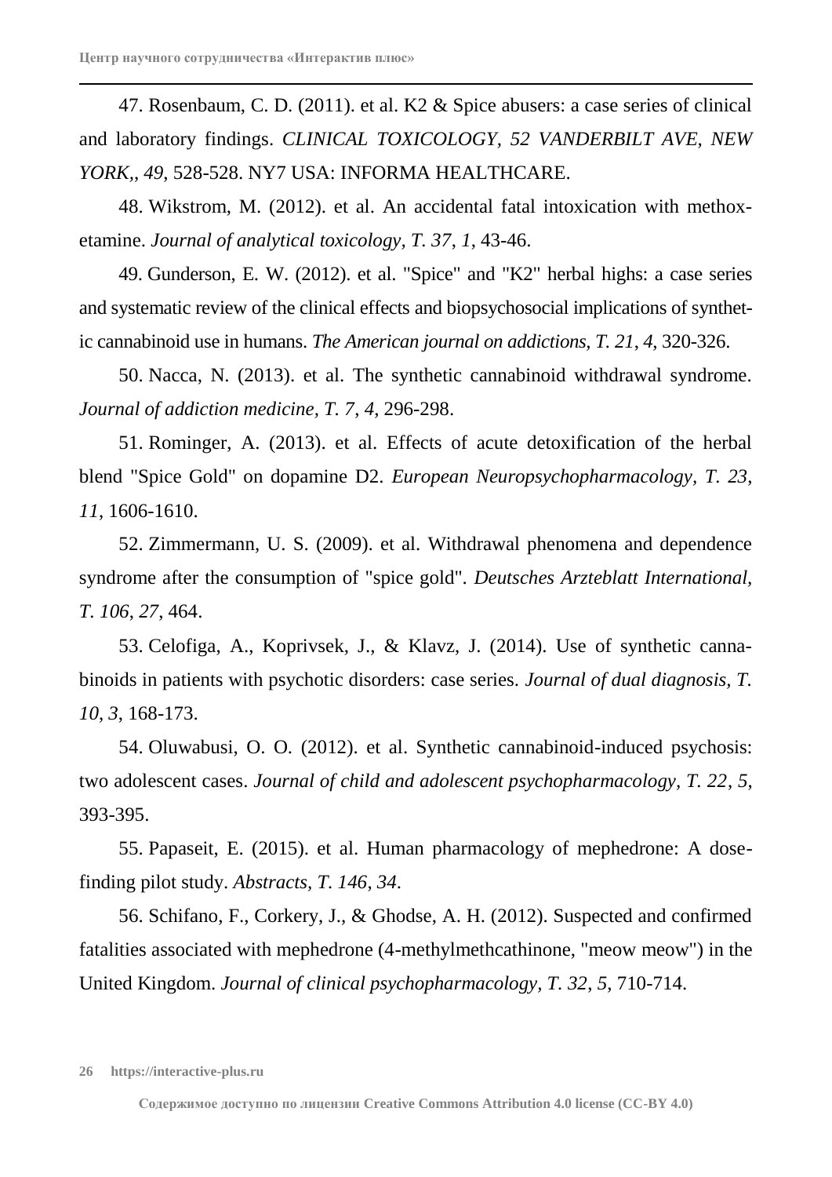47. Rosenbaum, C. D. (2011). et al. K2 & Spice abusers: a case series of clinical and laboratory findings. *CLINICAL TOXICOLOGY, 52 VANDERBILT AVE, NEW YORK,*, *49*, 528-528. NY7 USA: INFORMA HEALTHCARE.

48. Wikstrom, M. (2012). et al. An accidental fatal intoxication with methoxetamine. *Journal of analytical toxicology, T. 37*, *1*, 43-46.

49. Gunderson, E. W. (2012). et al. "Spice" and "K2" herbal highs: a case series and systematic review of the clinical effects and biopsychosocial implications of synthetic cannabinoid use in humans. *The American journal on addictions, T. 21*, *4*, 320-326.

50. Nacca, N. (2013). et al. The synthetic cannabinoid withdrawal syndrome. *Journal of addiction medicine, T. 7*, *4*, 296-298.

51. Rominger, A. (2013). et al. Effects of acute detoxification of the herbal blend "Spice Gold" on dopamine D2. *European Neuropsychopharmacology, T. 23*, *11*, 1606-1610.

52. Zimmermann, U. S. (2009). et al. Withdrawal phenomena and dependence syndrome after the consumption of "spice gold". *Deutsches Arzteblatt International, T. 106*, *27*, 464.

53. Celofiga, A., Koprivsek, J., & Klavz, J. (2014). Use of synthetic cannabinoids in patients with psychotic disorders: case series. *Journal of dual diagnosis, T. 10*, *3*, 168-173.

54. Oluwabusi, O. O. (2012). et al. Synthetic cannabinoid-induced psychosis: two adolescent cases. *Journal of child and adolescent psychopharmacology, T. 22*, *5*, 393-395.

55. Papaseit, E. (2015). et al. Human pharmacology of mephedrone: A dose-finding pilot study. *Abstracts*, *T. 146*, *34*.

56. Schifano, F., Corkery, J., & Ghodse, A. H. (2012). Suspected and confirmed fatalities associated with mephedrone (4-methylmethcathinone, "meow meow") in the United Kingdom. *Journal of clinical psychopharmacology, T. 32*, *5*, 710-714.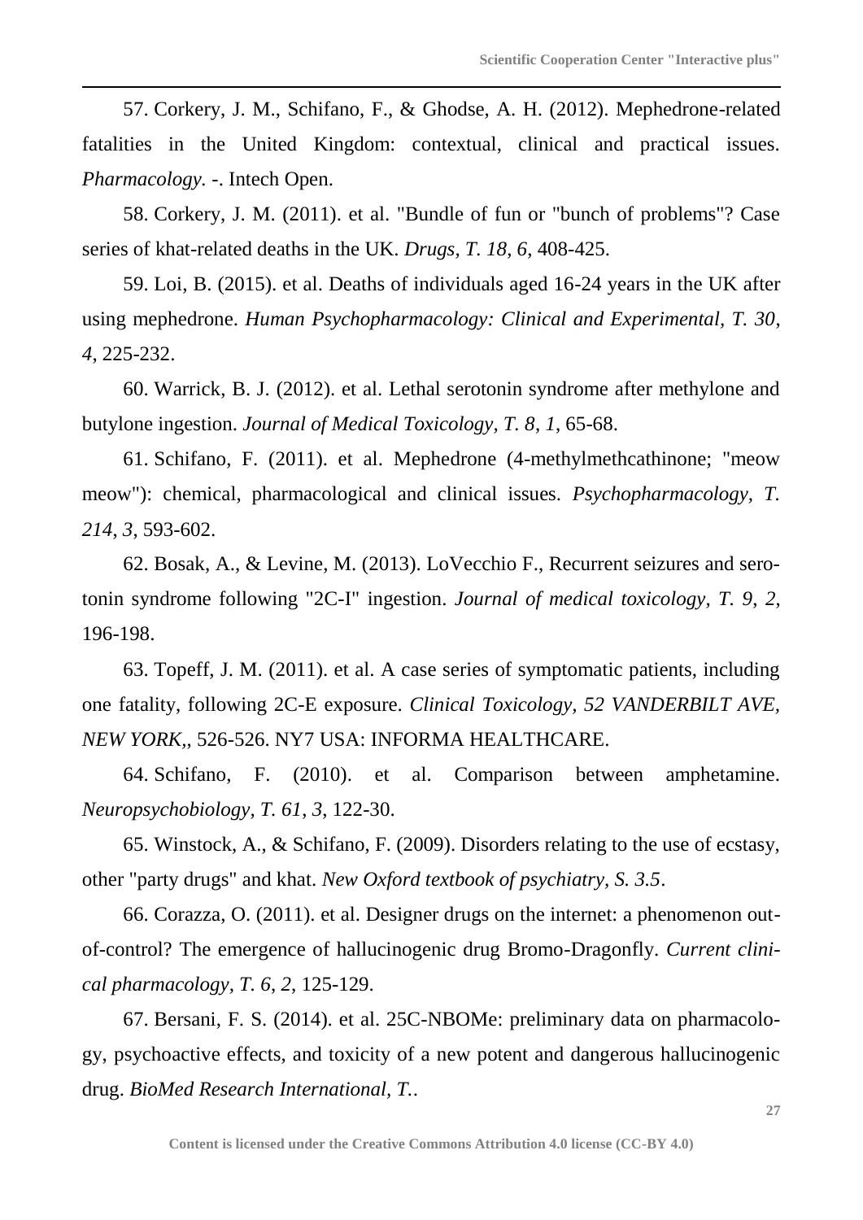57. Corkery, J. M., Schifano, F., & Ghodse, A. H. (2012). Mephedrone-related fatalities in the United Kingdom: contextual, clinical and practical issues. *Pharmacology*. -. Intech Open.

58. Corkery, J. M. (2011). et al. "Bundle of fun or "bunch of problems"? Case series of khat-related deaths in the UK. *Drugs, T. 18*, *6*, 408-425.

59. Loi, B. (2015). et al. Deaths of individuals aged 16-24 years in the UK after using mephedrone. *Human Psychopharmacology: Clinical and Experimental, T. 30*, *4*, 225-232.

60. Warrick, B. J. (2012). et al. Lethal serotonin syndrome after methylone and butylone ingestion. *Journal of Medical Toxicology, T. 8*, *1*, 65-68.

61. Schifano, F. (2011). et al. Mephedrone (4-methylmethcathinone; "meow meow"): chemical, pharmacological and clinical issues. *Psychopharmacology, T. 214*, *3*, 593-602.

62. Bosak, A., & Levine, M. (2013). LoVecchio F., Recurrent seizures and serotonin syndrome following "2C-I" ingestion. *Journal of medical toxicology, T. 9*, *2*, 196-198.

63. Topeff, J. M. (2011). et al. A case series of symptomatic patients, including one fatality, following 2C-E exposure. *Clinical Toxicology, 52 VANDERBILT AVE, NEW YORK*,, 526-526. NY7 USA: INFORMA HEALTHCARE.

64. Schifano, F. (2010). et al. Comparison between amphetamine. *Neuropsychobiology, T. 61*, *3*, 122-30.

65. Winstock, A., & Schifano, F. (2009). Disorders relating to the use of ecstasy, other "party drugs" and khat. *New Oxford textbook of psychiatry, S. 3.5*.

66. Corazza, O. (2011). et al. Designer drugs on the internet: a phenomenon out-of-control? The emergence of hallucinogenic drug Bromo-Dragonfly. *Current clinical pharmacology, T. 6*, *2*, 125-129.

67. Bersani, F. S. (2014). et al. 25C-NBOMe: preliminary data on pharmacology, psychoactive effects, and toxicity of a new potent and dangerous hallucinogenic drug. *BioMed Research International, T.*.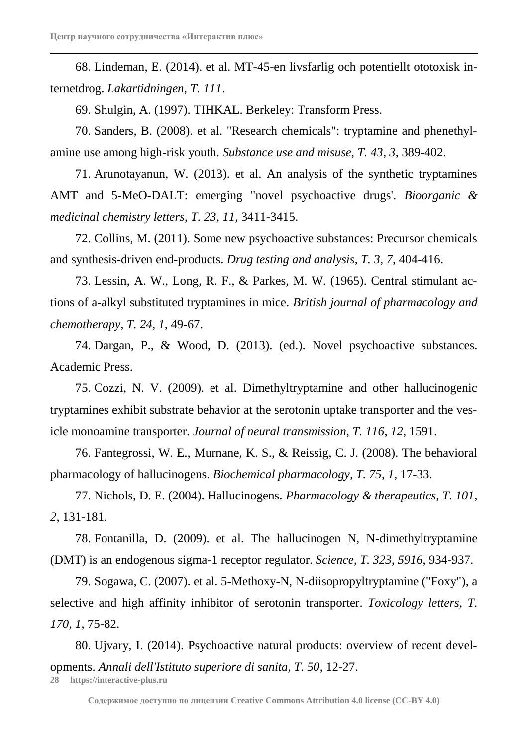68. Lindeman, E. (2014). et al. MT-45-en livsfarlig och potentiellt ototoxisk internetdrog. *Lakartidningen, T. 111*.

69. Shulgin, A. (1997). TIHKAL. Berkeley: Transform Press.

70. Sanders, B. (2008). et al. "Research chemicals": tryptamine and phenethylamine use among high-risk youth. *Substance use and misuse, T. 43*, *3*, 389-402.

71. Arunotayanun, W. (2013). et al. An analysis of the synthetic tryptamines AMT and 5-MeO-DALT: emerging "novel psychoactive drugs'. *Bioorganic & medicinal chemistry letters, T. 23*, *11*, 3411-3415.

72. Collins, M. (2011). Some new psychoactive substances: Precursor chemicals and synthesis-driven end-products. *Drug testing and analysis, T. 3*, *7*, 404-416.

73. Lessin, A. W., Long, R. F., & Parkes, M. W. (1965). Central stimulant actions of a-alkyl substituted tryptamines in mice. *British journal of pharmacology and chemotherapy, T. 24*, *1*, 49-67.

74. Dargan, P., & Wood, D. (2013). (ed.). Novel psychoactive substances. Academic Press.

75. Cozzi, N. V. (2009). et al. Dimethyltryptamine and other hallucinogenic tryptamines exhibit substrate behavior at the serotonin uptake transporter and the vesicle monoamine transporter. *Journal of neural transmission, T. 116*, *12*, 1591.

76. Fantegrossi, W. E., Murnane, K. S., & Reissig, C. J. (2008). The behavioral pharmacology of hallucinogens. *Biochemical pharmacology, T. 75*, *1*, 17-33.

77. Nichols, D. E. (2004). Hallucinogens. *Pharmacology & therapeutics, T. 101*, *2*, 131-181.

78. Fontanilla, D. (2009). et al. The hallucinogen N, N-dimethyltryptamine (DMT) is an endogenous sigma-1 receptor regulator. *Science, T. 323*, *5916*, 934-937.

79. Sogawa, C. (2007). et al. 5-Methoxy-N, N-diisopropyltryptamine ("Foxy"), a selective and high affinity inhibitor of serotonin transporter. *Toxicology letters, T. 170*, *1*, 75-82.

80. Ujvary, I. (2014). Psychoactive natural products: overview of recent developments. *Annali dell'Istituto superiore di sanita, T. 50*, 12-27.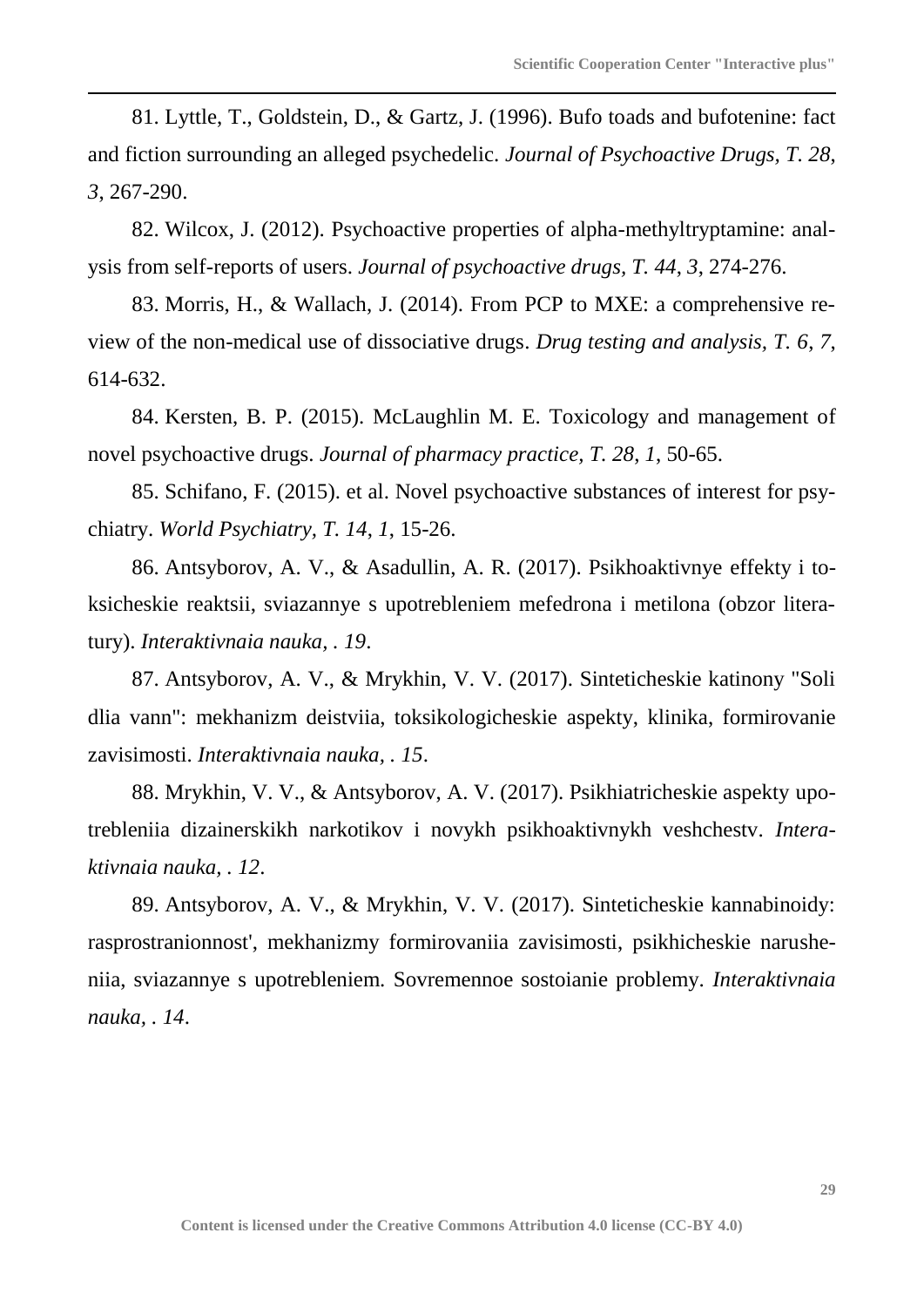81. Lyttle, T., Goldstein, D., & Gartz, J. (1996). Bufo toads and bufotenine: fact and fiction surrounding an alleged psychedelic. *Journal of Psychoactive Drugs, T. 28*, *3*, 267-290.

82. Wilcox, J. (2012). Psychoactive properties of alpha-methyltryptamine: analysis from self-reports of users. *Journal of psychoactive drugs, T. 44*, *3*, 274-276.

83. Morris, H., & Wallach, J. (2014). From PCP to MXE: a comprehensive review of the non-medical use of dissociative drugs. *Drug testing and analysis, T. 6*, *7*, 614-632.

84. Kersten, B. P. (2015). McLaughlin M. E. Toxicology and management of novel psychoactive drugs. *Journal of pharmacy practice, T. 28*, *1*, 50-65.

85. Schifano, F. (2015). et al. Novel psychoactive substances of interest for psychiatry. *World Psychiatry, T. 14*, *1*, 15-26.

86. Antsyborov, A. V., & Asadullin, A. R. (2017). Psikhoaktivnye effekty i toksicheskie reaktsii, sviazannye s upotrebleniem mefedrona i metilona (obzor literatury). *Interaktivnaia nauka, . 19*.

87. Antsyborov, A. V., & Mrykhin, V. V. (2017). Sinteticheskie katinony "Soli dlia vann": mekhanizm deistviia, toksikologicheskie aspekty, klinika, formirovanie zavisimosti. *Interaktivnaia nauka, . 15*.

88. Mrykhin, V. V., & Antsyborov, A. V. (2017). Psikhiatricheskie aspekty upotrebleniia dizainerskikh narkotikov i novykh psikhoaktivnykh veshchestv. *Interaktivnaia nauka, . 12*.

89. Antsyborov, A. V., & Mrykhin, V. V. (2017). Sinteticheskie kannabinoidy: rasprostranionnost', mekhanizmy formirovaniia zavisimosti, psikhicheskie narusheniia, sviazannye s upotrebleniem. Sovremennoe sostoianie problemy. *Interaktivnaia nauka, . 14*.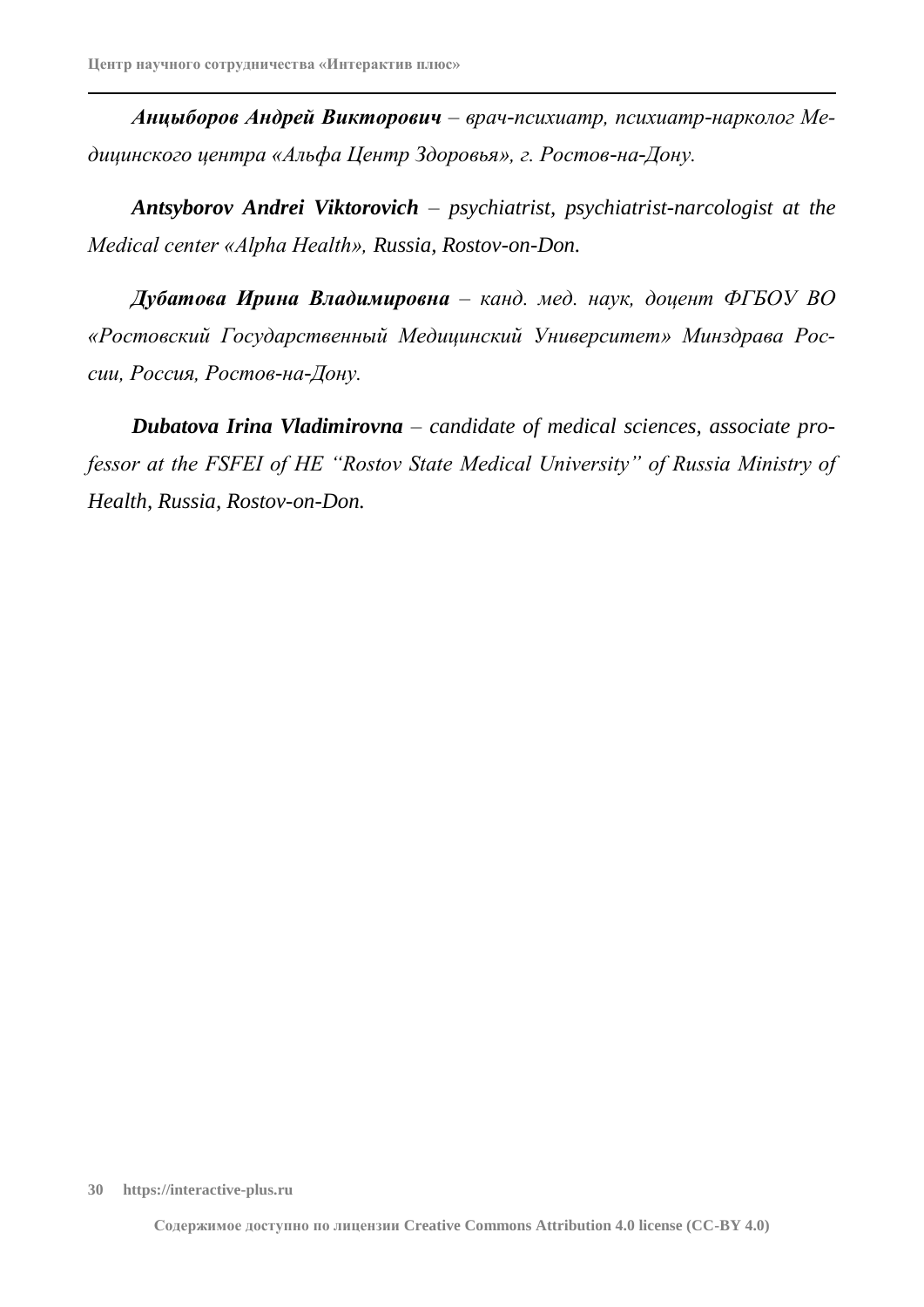***Анцыборов Андрей Викторович*** *– врач-психиатр, психиатр-нарколог Медицинского центра «Альфа Центр Здоровья», г. Ростов-на-Дону.*

***Antsyborov Andrei Viktorovich*** *– psychiatrist, psychiatrist-narcologist at the Medical center «Alpha Health», Russia, Rostov-on-Don.*

***Дубатова Ирина Владимировна*** *– канд. мед. наук, доцент ФГБОУ ВО «Ростовский Государственный Медицинский Университет» Минздрава России, Россия, Ростов-на-Дону.*

***Dubatova Irina Vladimirovna*** *– candidate of medical sciences, associate professor at the FSFEI of HE "Rostov State Medical University" of Russia Ministry of Health, Russia, Rostov-on-Don.*